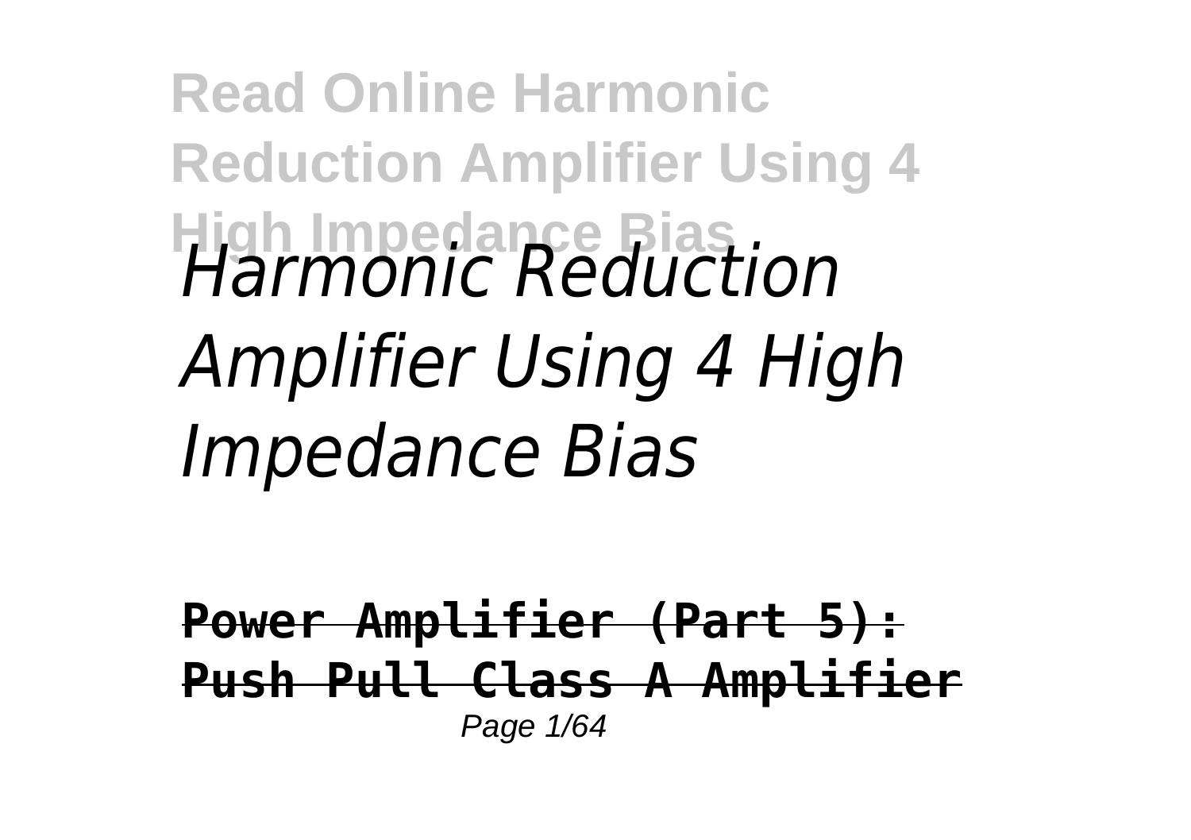# Read Online Harmonic Reduction Amplifier Using 4 High Impedance Bias

*Harmonic Reduction Amplifier Using 4 High Impedance Bias*

**Power Amplifier (Part 5): Push Pull Class A Amplifier**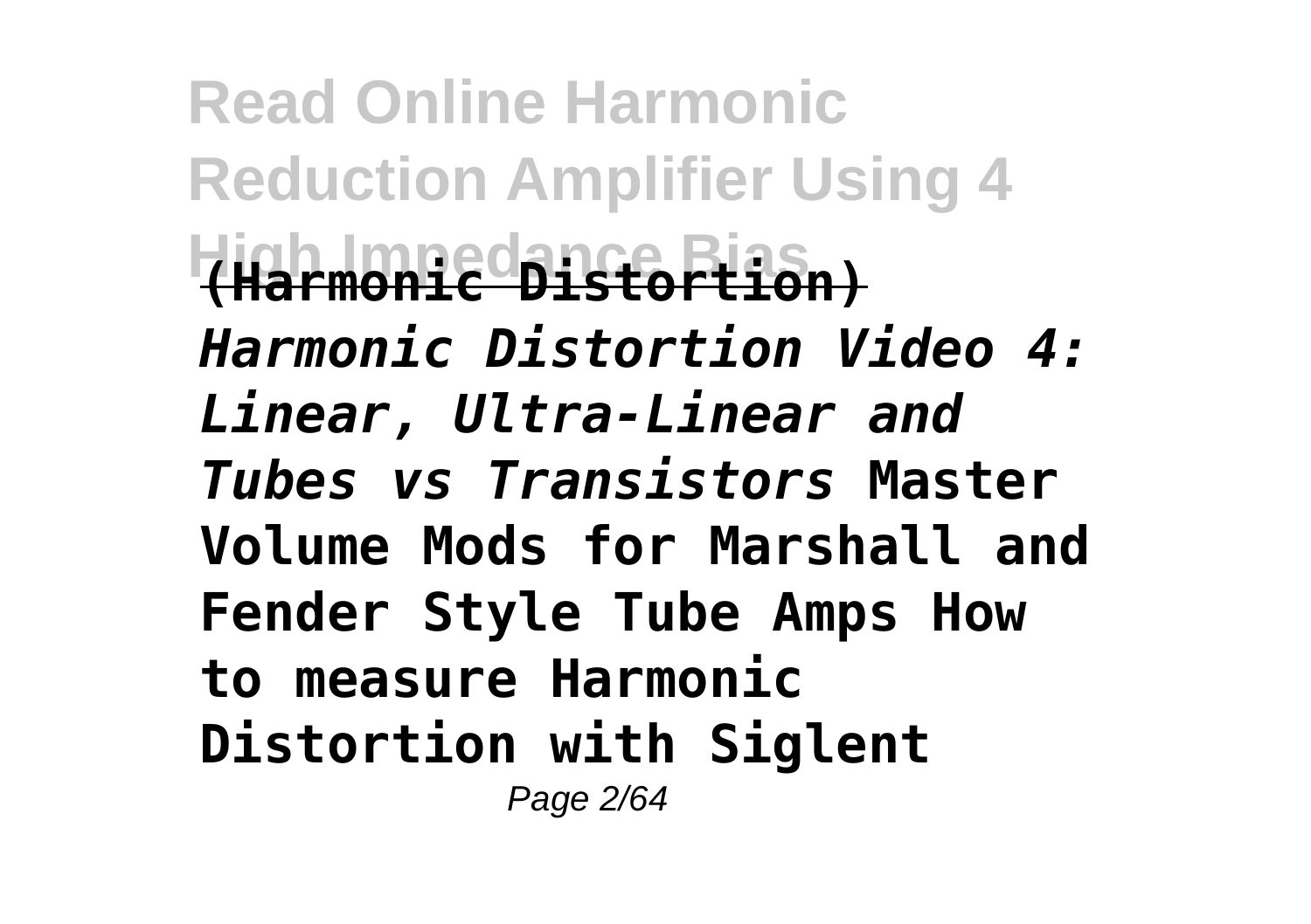**(Harmonic Distortion)** *Harmonic Distortion Video 4: Linear, Ultra-Linear and Tubes vs Transistors* **Master Volume Mods for Marshall and Fender Style Tube Amps How to measure Harmonic Distortion with Siglent**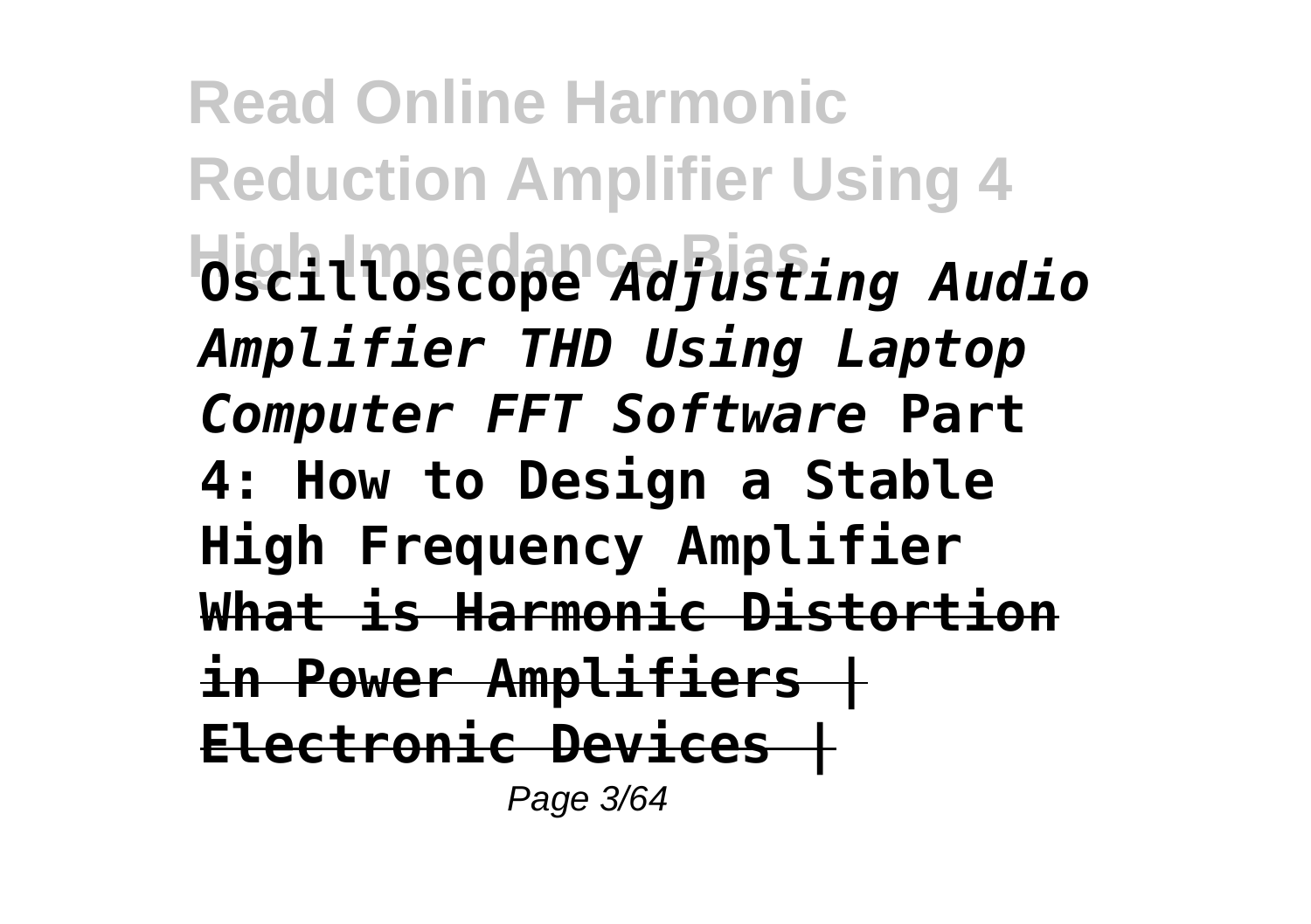**Oscilloscope** ***Adjusting Audio Amplifier THD Using Laptop Computer FFT Software*** **Part 4: How to Design a Stable High Frequency Amplifier** **What is Harmonic Distortion in Power Amplifiers | Electronic Devices |**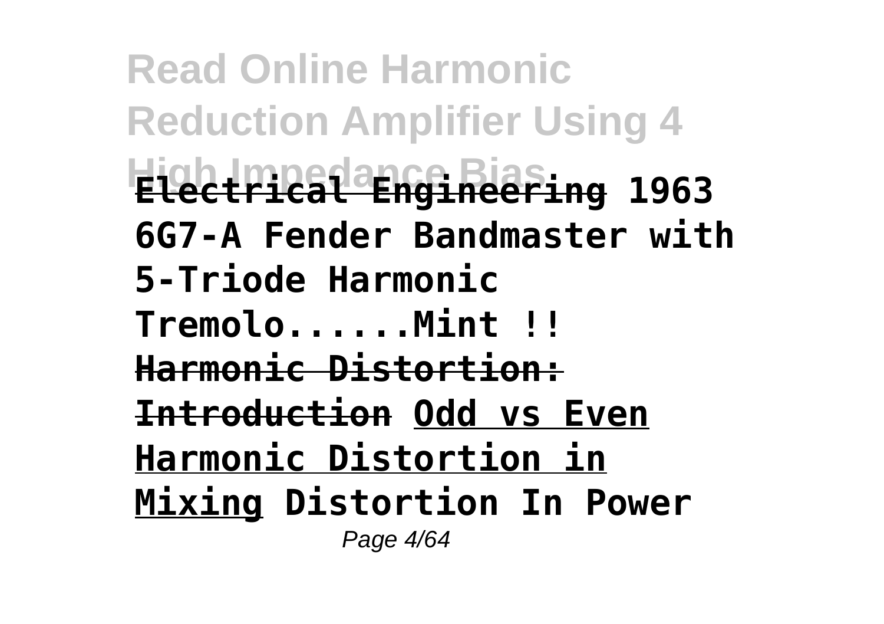**Electrical Engineering 1963 6G7-A Fender Bandmaster with 5-Triode Harmonic Tremolo......Mint !! Harmonic Distortion: Introduction Odd vs Even Harmonic Distortion in Mixing Distortion In Power**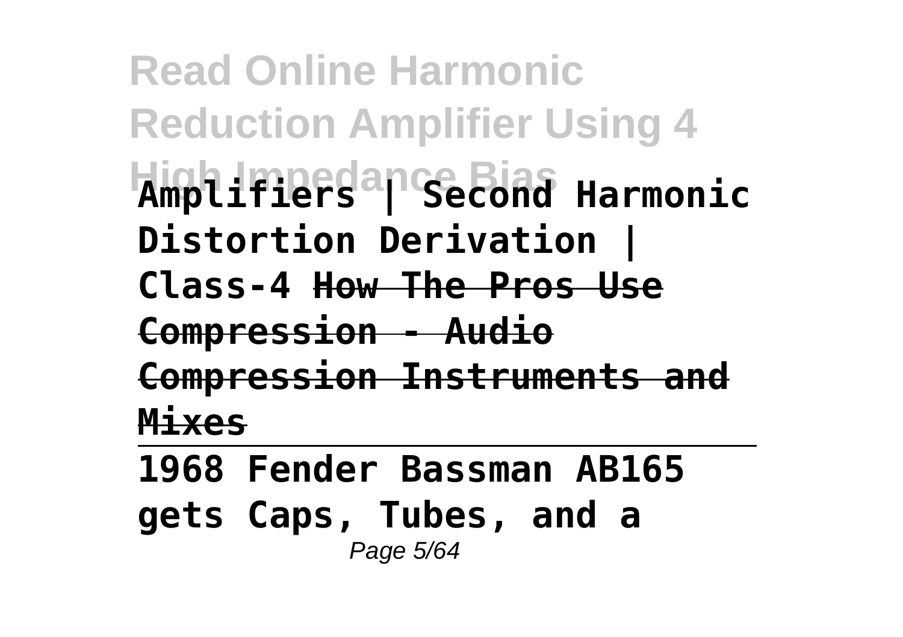**Amplifiers | Second Harmonic Distortion Derivation | Class-4** ~~**How The Pros Use Compression - Audio Compression Instruments and Mixes**~~

---

**1968 Fender Bassman AB165 gets Caps, Tubes, and a**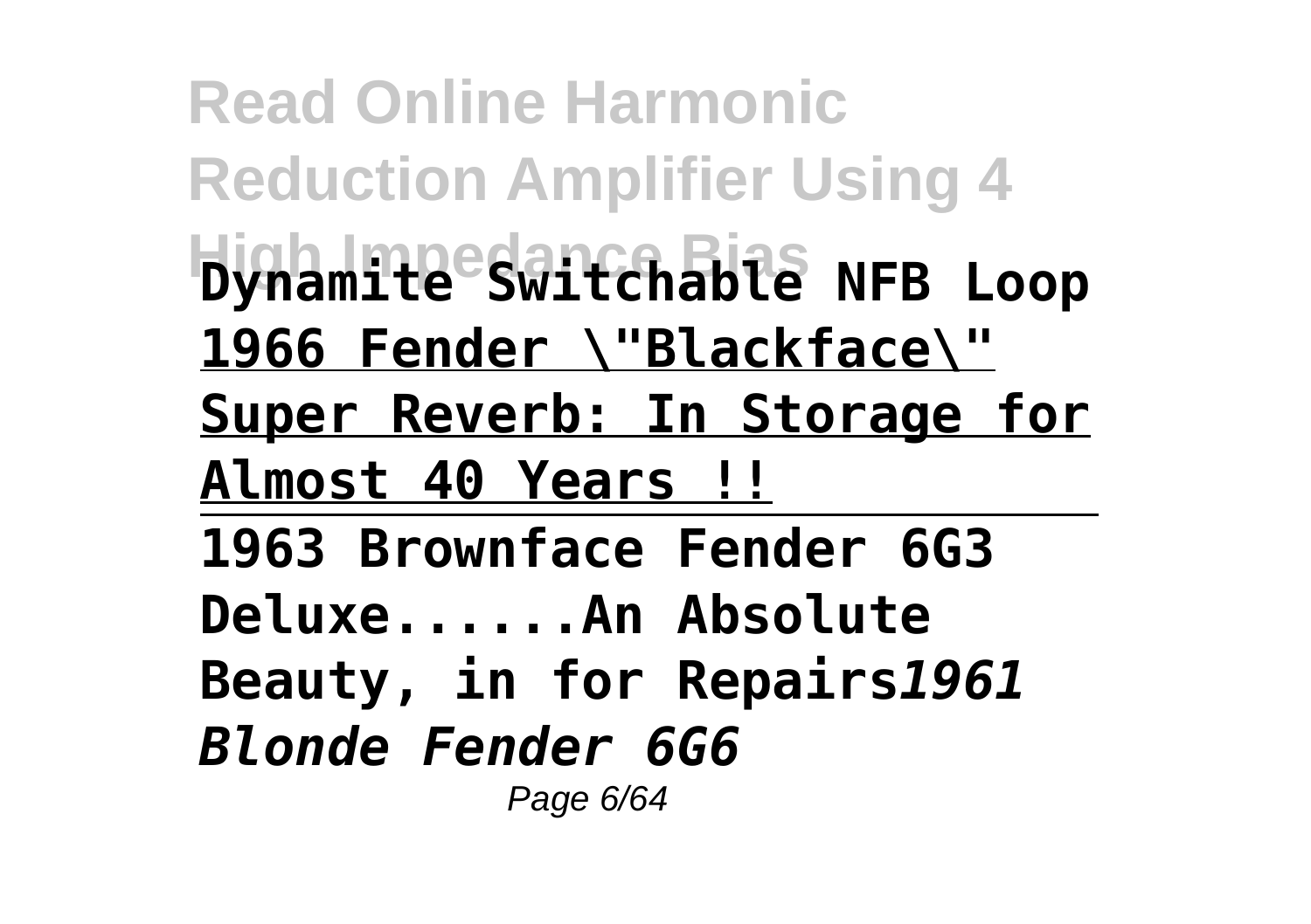**Dynamite Switchable NFB Loop**

**1966 Fender \"Blackface\" Super Reverb: In Storage for Almost 40 Years !!**

---

**1963 Brownface Fender 6G3 Deluxe......An Absolute Beauty, in for Repairs*****1961 Blonde Fender 6G6***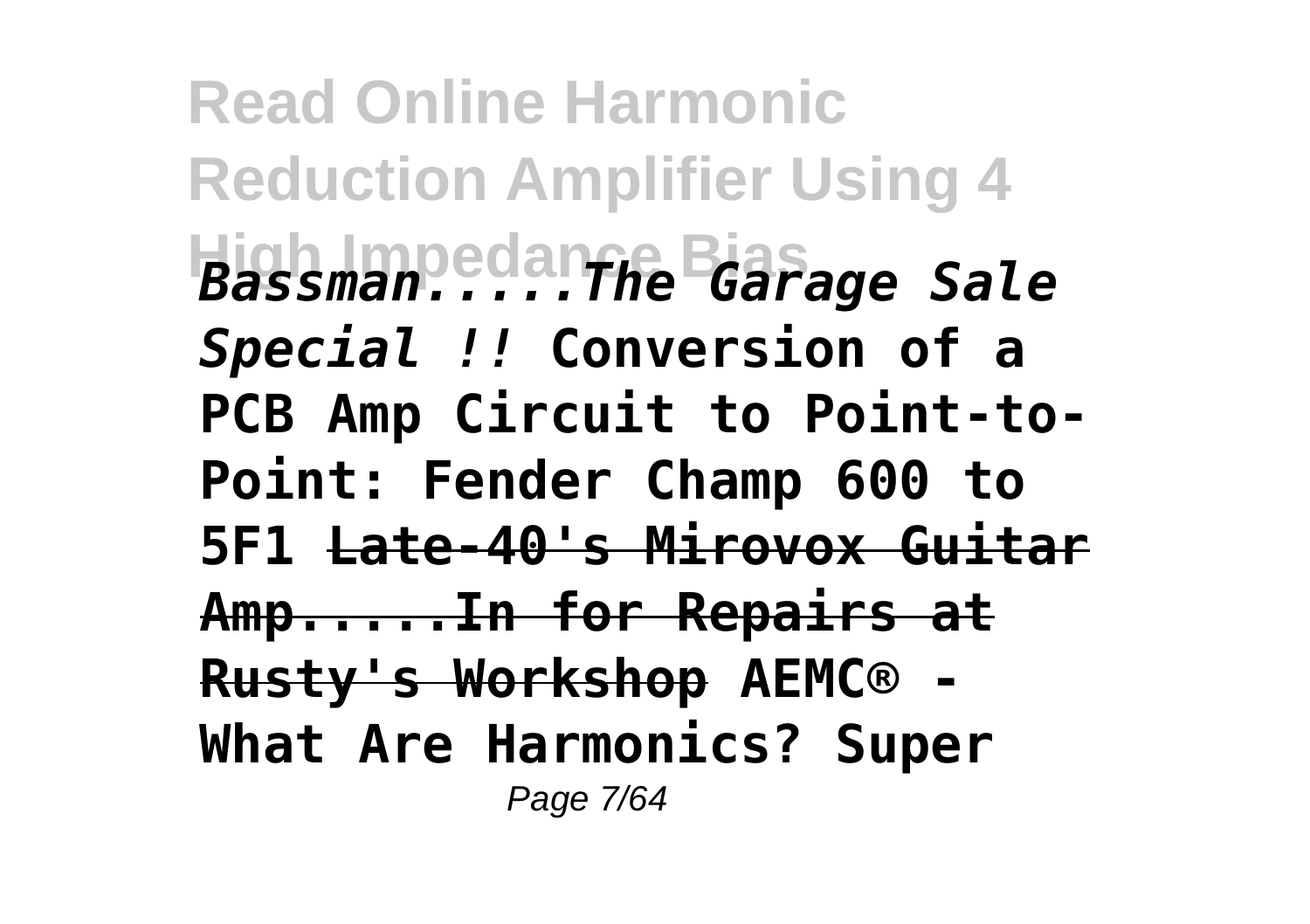*Bassman.....The Garage Sale Special !!* **Conversion of a PCB Amp Circuit to Point-to-Point: Fender Champ 600 to 5F1** ~~**Late-40's Mirovox Guitar Amp.....In for Repairs at Rusty's Workshop**~~ **AEMC® - What Are Harmonics? Super**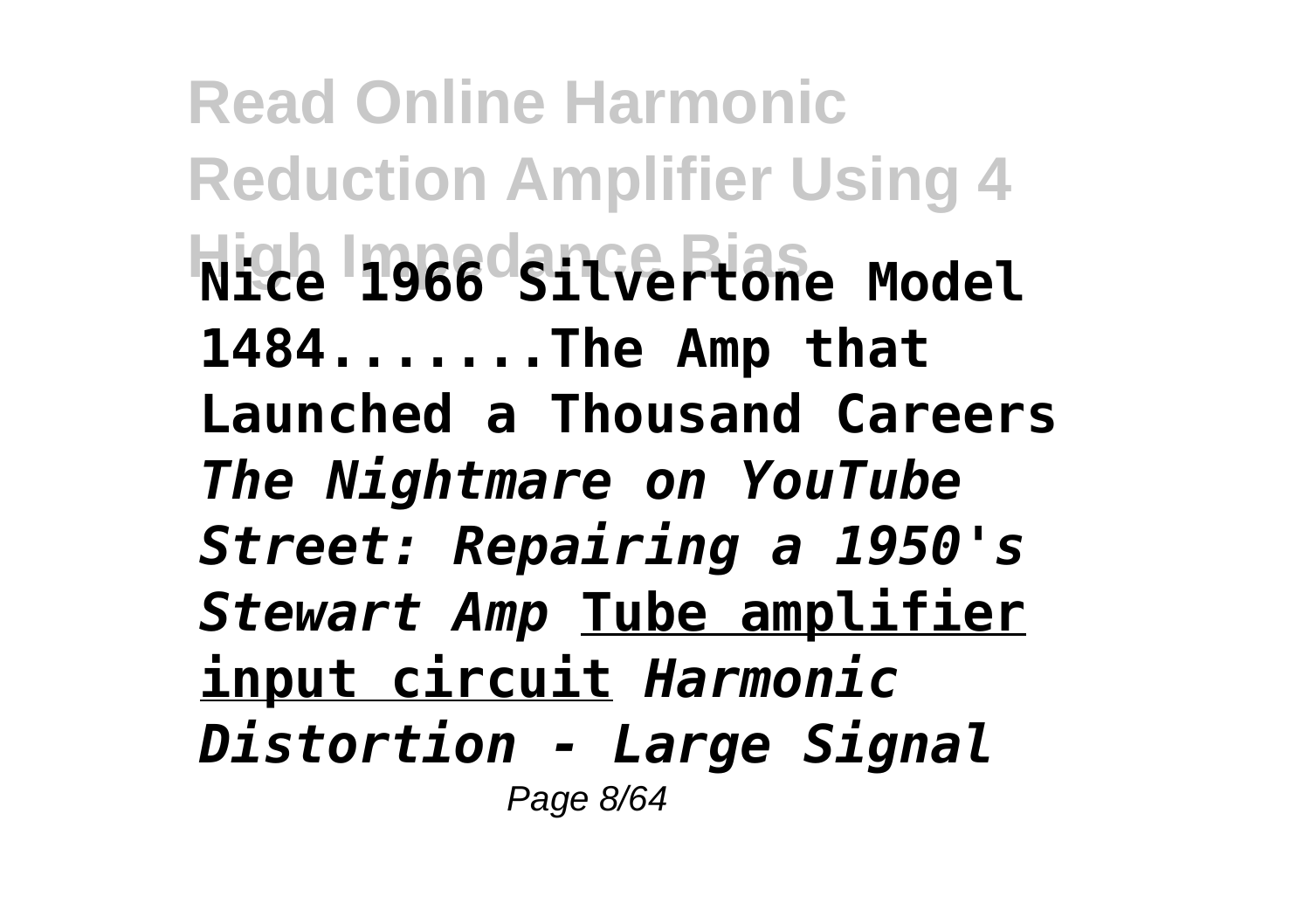**Nice 1966 Silvertone Model 1484.......The Amp that Launched a Thousand Careers** *The Nightmare on YouTube Street: Repairing a 1950's Stewart Amp* **Tube amplifier input circuit** *Harmonic Distortion - Large Signal*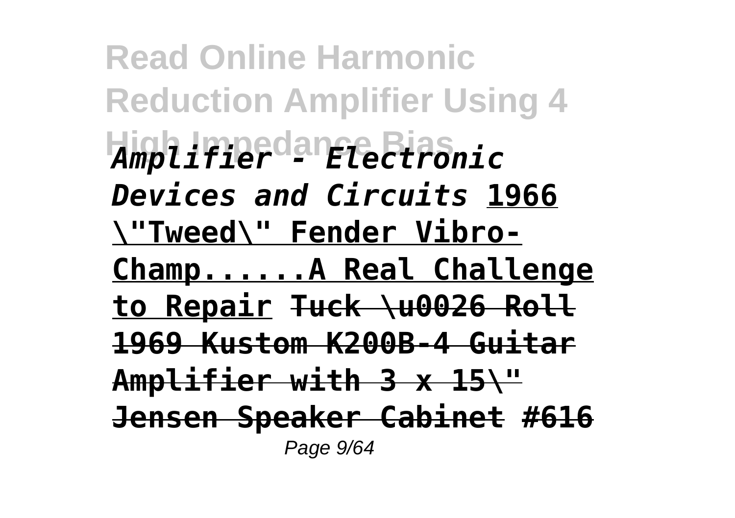*Amplifier - Electronic Devices and Circuits* **1966 \"Tweed\" Fender Vibro-Champ......A Real Challenge to Repair** ~~**Tuck \u0026 Roll 1969 Kustom K200B-4 Guitar Amplifier with 3 x 15\" Jensen Speaker Cabinet**~~ **#616**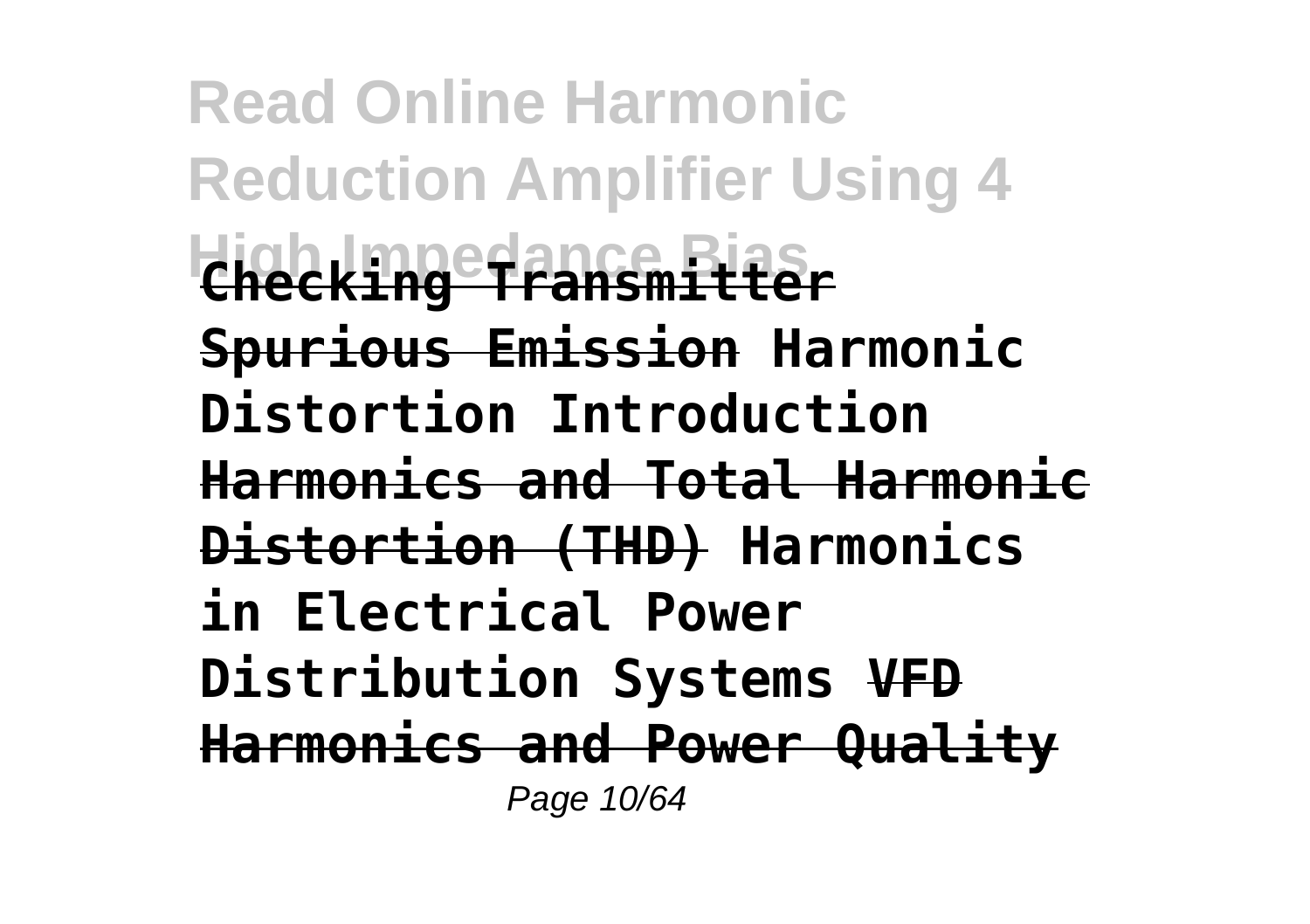**Checking Transmitter Spurious Emission** **Harmonic Distortion Introduction** **Harmonics and Total Harmonic Distortion (THD)** **Harmonics in Electrical Power Distribution Systems** **VFD Harmonics and Power Quality**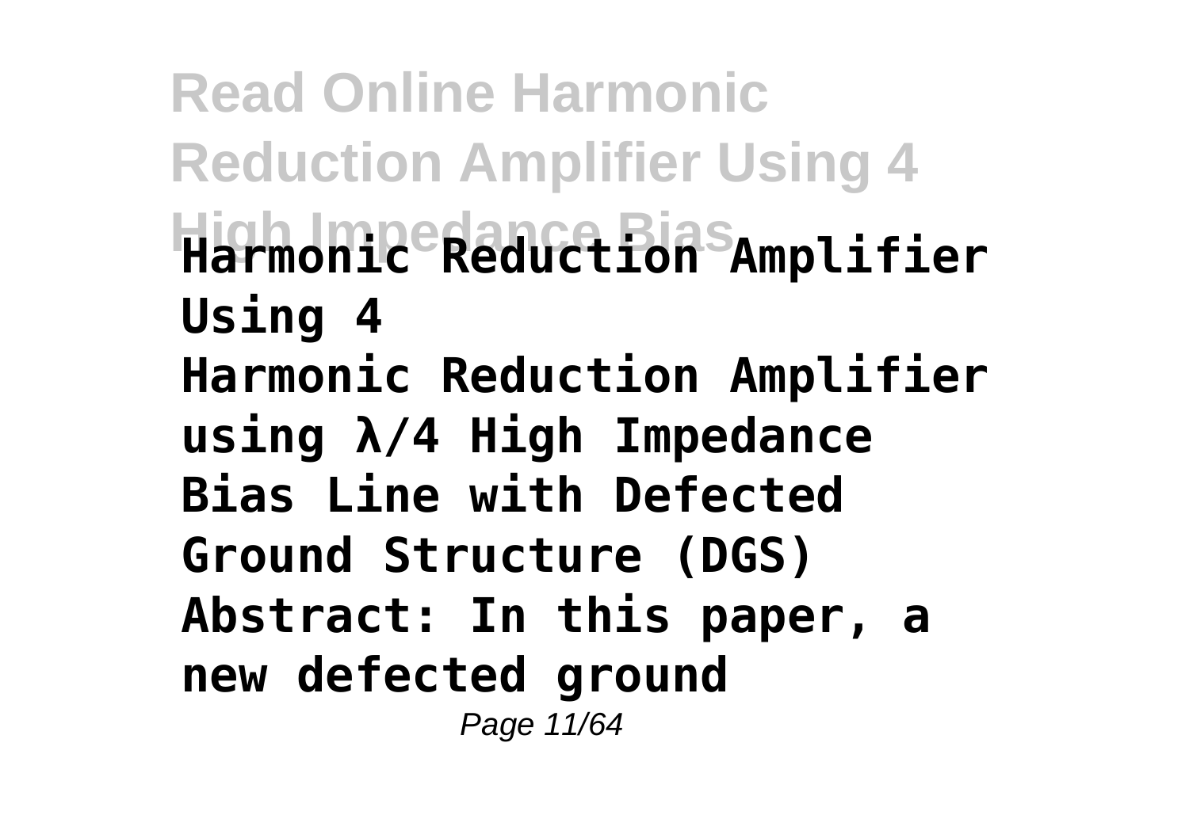**Harmonic Reduction Amplifier Using 4**

**Harmonic Reduction Amplifier using λ/4 High Impedance Bias Line with Defected Ground Structure (DGS) Abstract: In this paper, a new defected ground**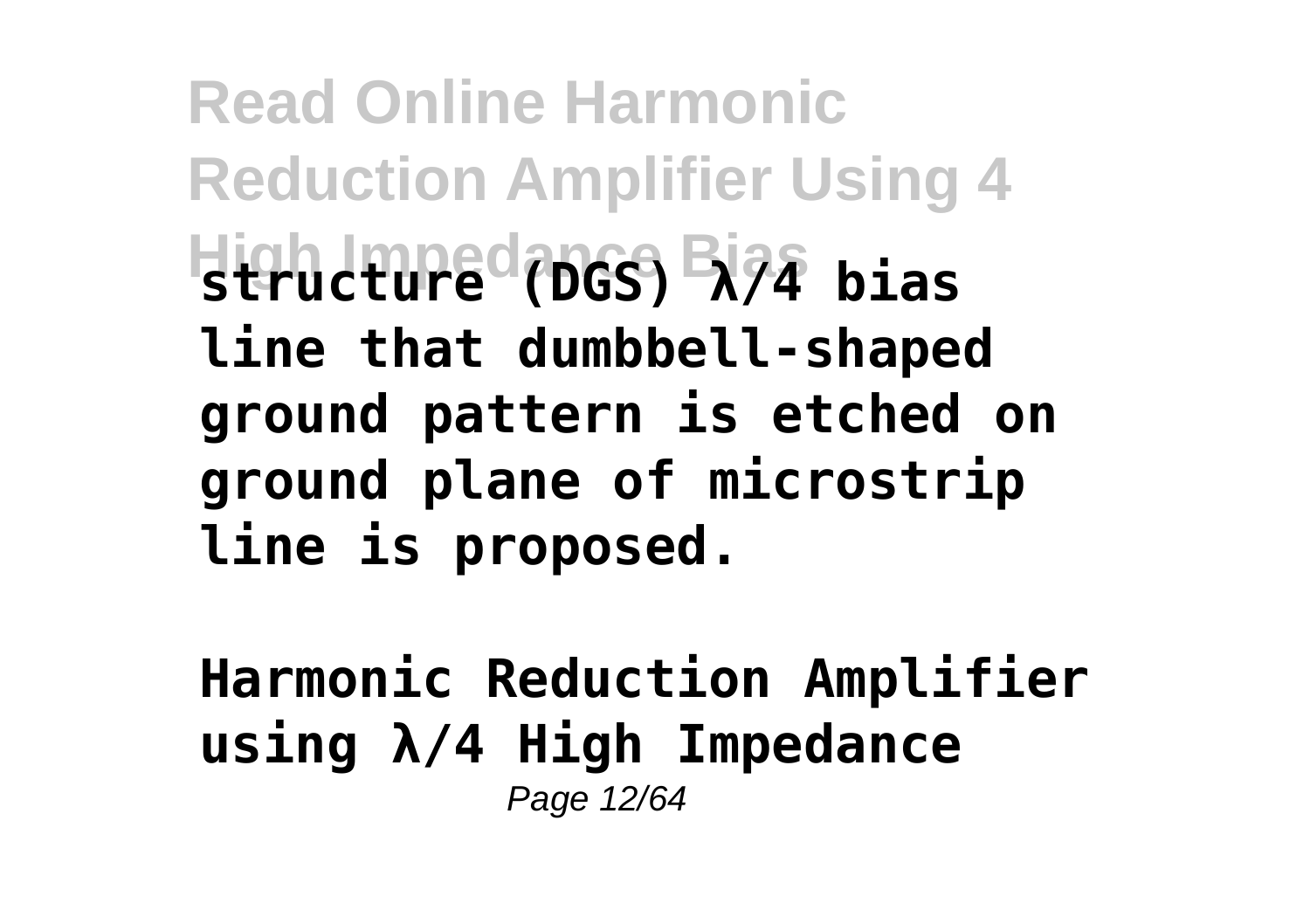structure (DGS) λ/4 bias line that dumbbell-shaped ground pattern is etched on ground plane of microstrip line is proposed.

**Harmonic Reduction Amplifier using λ/4 High Impedance**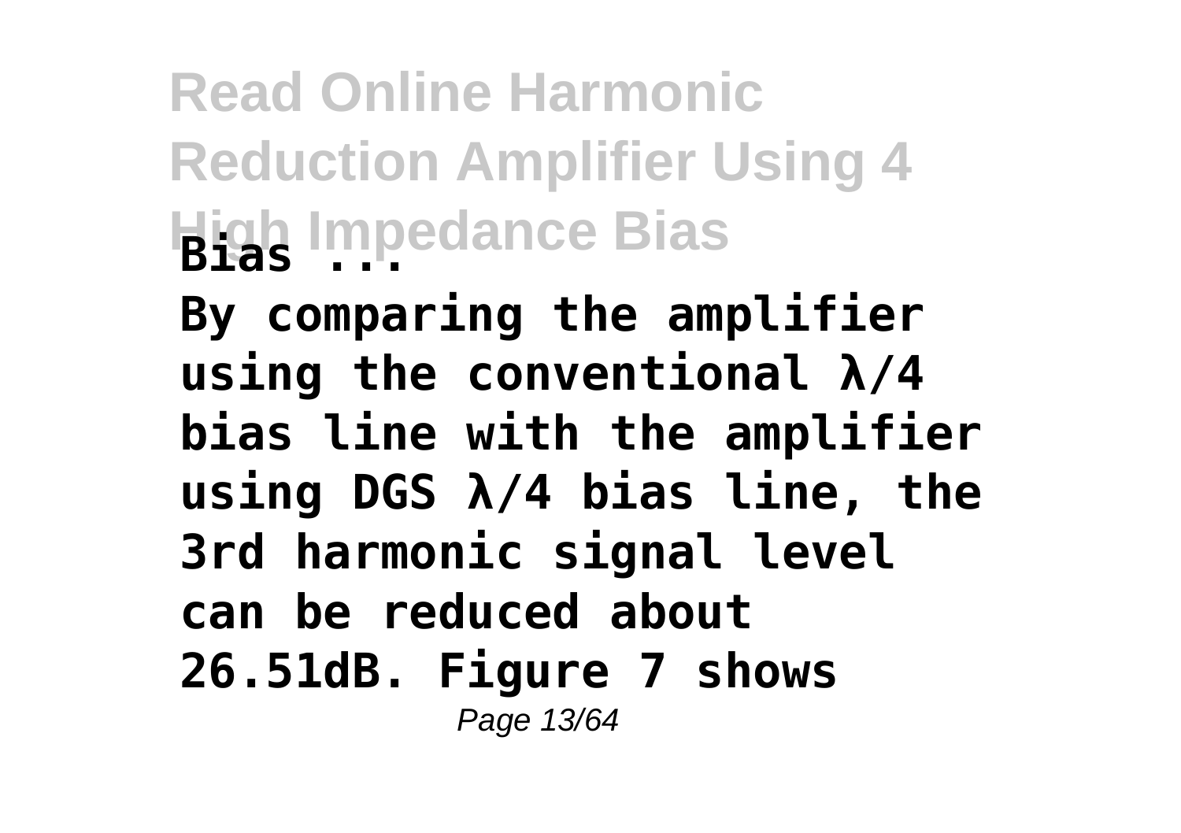**Bias ...**

**By comparing the amplifier using the conventional λ/4 bias line with the amplifier using DGS λ/4 bias line, the 3rd harmonic signal level can be reduced about 26.51dB. Figure 7 shows**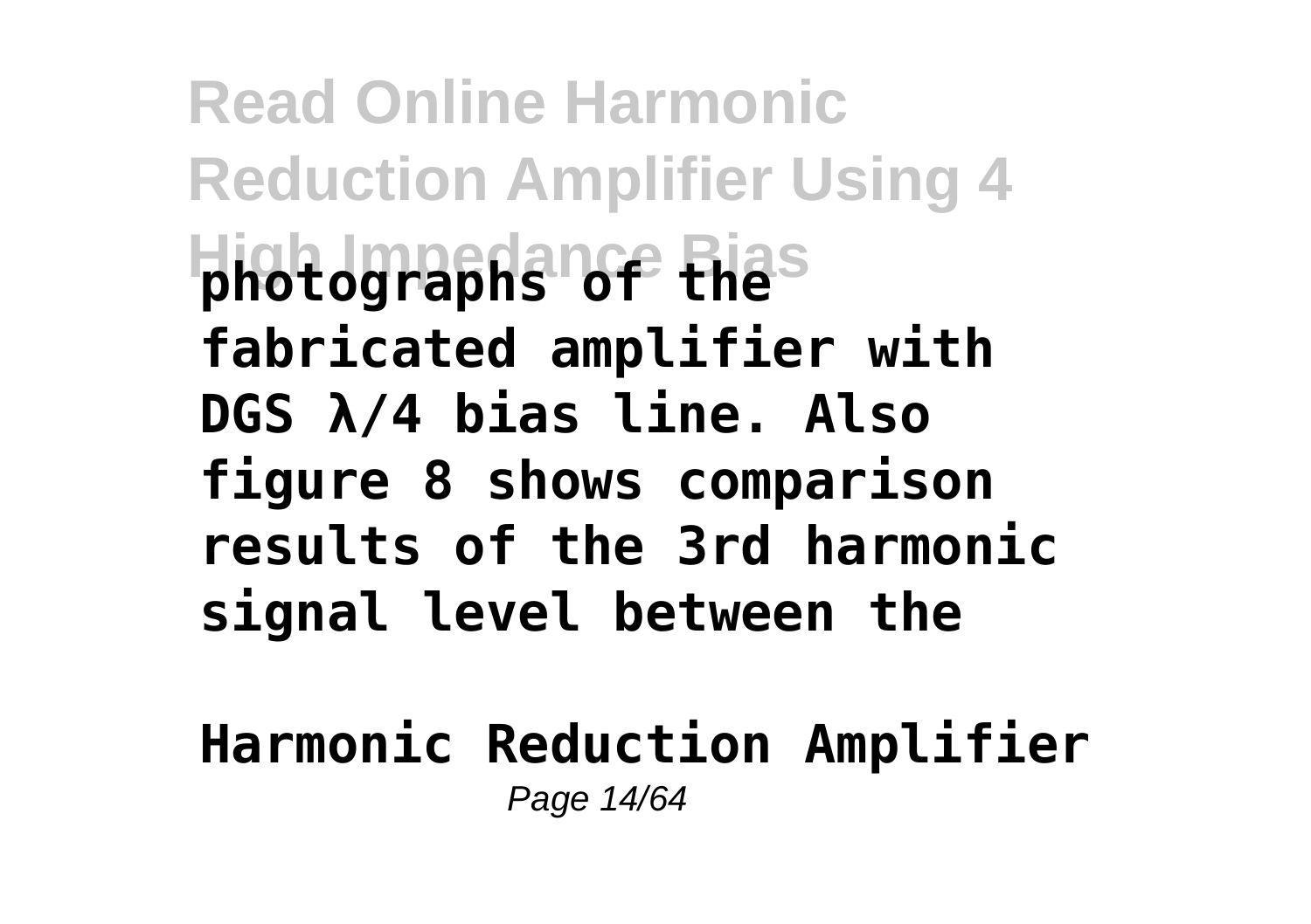**photographs of the fabricated amplifier with DGS λ/4 bias line. Also figure 8 shows comparison results of the 3rd harmonic signal level between the**

**Harmonic Reduction Amplifier**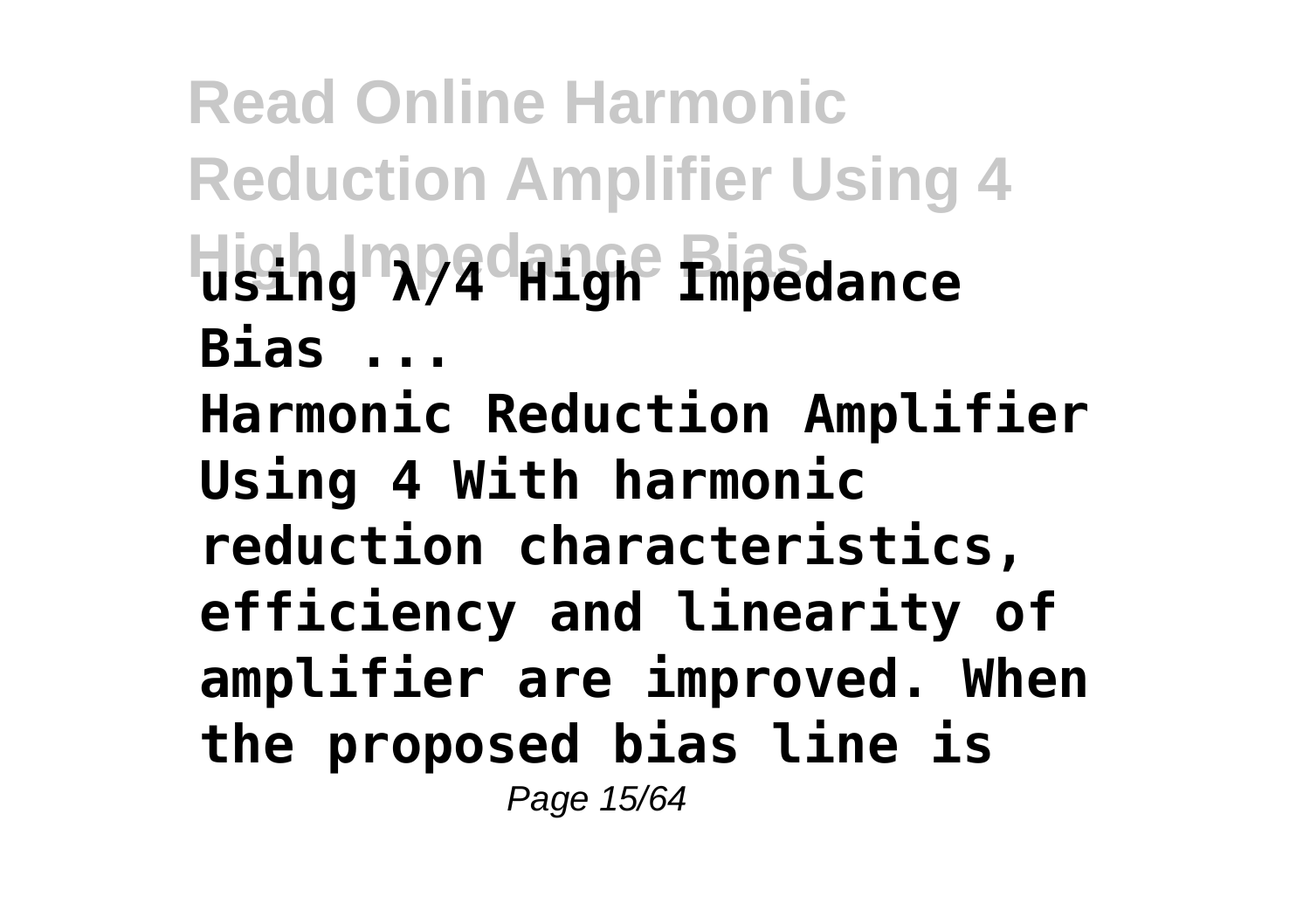**using λ/4 High Impedance Bias ...**

**Harmonic Reduction Amplifier Using 4 With harmonic reduction characteristics, efficiency and linearity of amplifier are improved. When the proposed bias line is**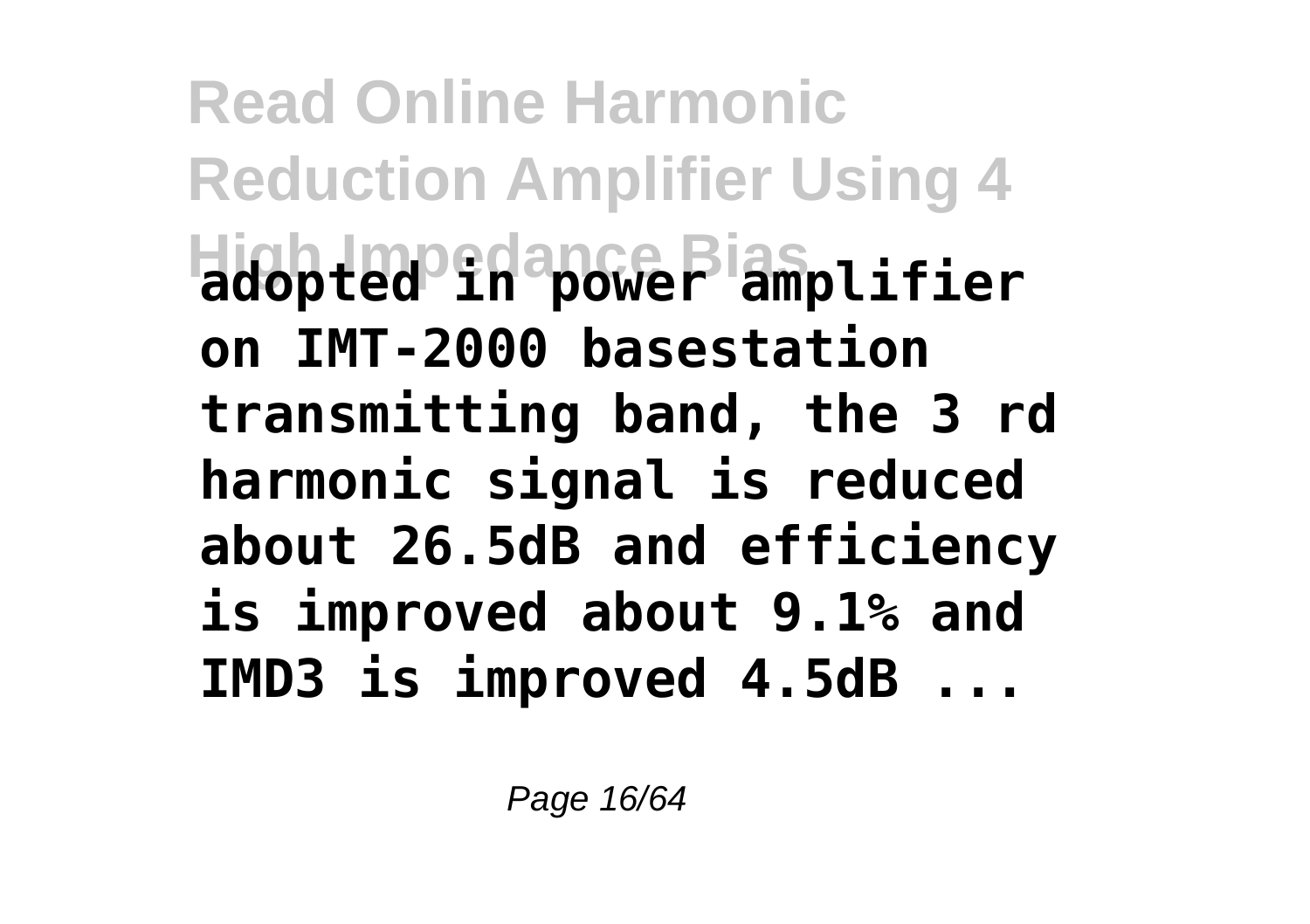**adopted in power amplifier on IMT-2000 basestation transmitting band, the 3 rd harmonic signal is reduced about 26.5dB and efficiency is improved about 9.1% and IMD3 is improved 4.5dB ...**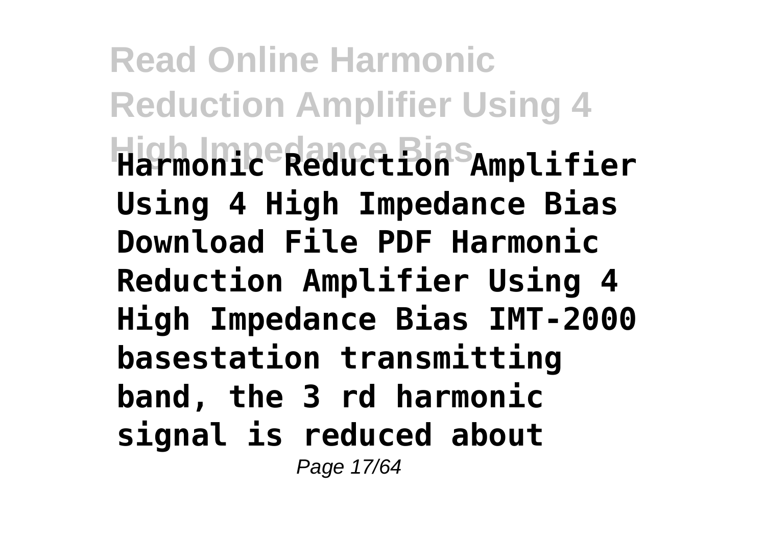**Harmonic Reduction Amplifier Using 4 High Impedance Bias Download File PDF Harmonic Reduction Amplifier Using 4 High Impedance Bias IMT-2000 basestation transmitting band, the 3 rd harmonic signal is reduced about**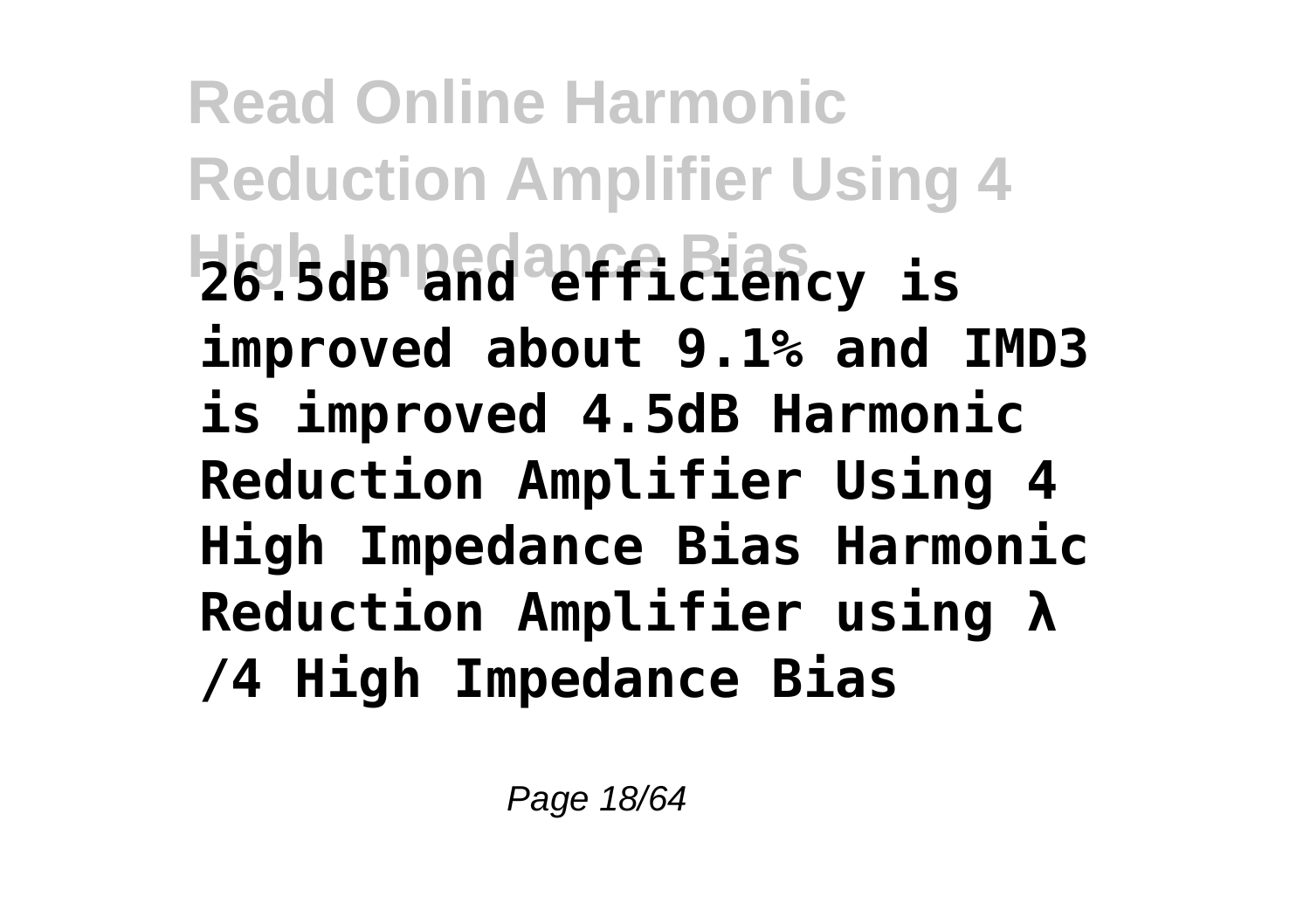26.5dB and efficiency is improved about 9.1% and IMD3 is improved 4.5dB Harmonic Reduction Amplifier Using 4 High Impedance Bias Harmonic Reduction Amplifier using λ /4 High Impedance Bias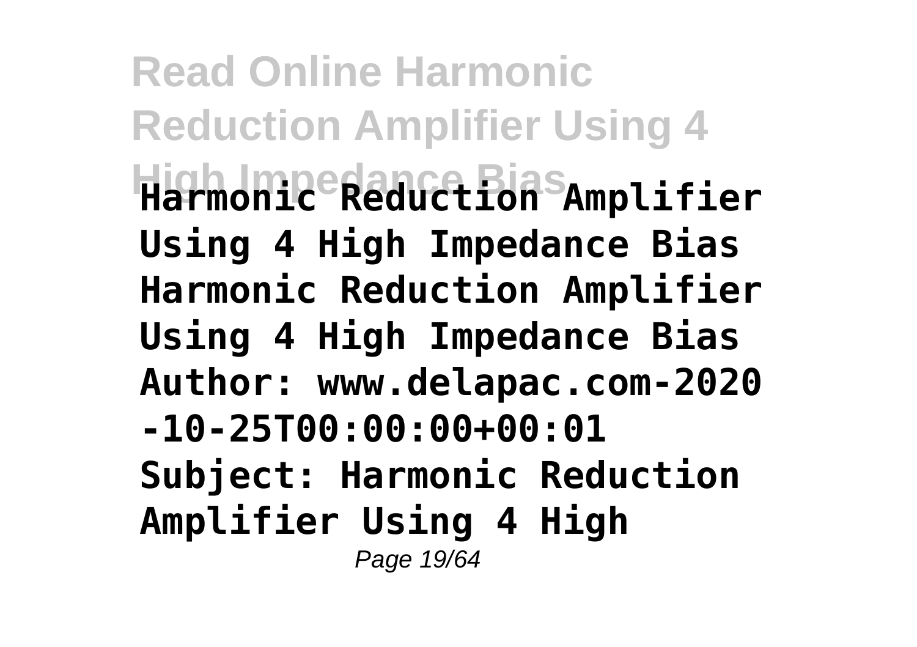**Harmonic Reduction Amplifier Using 4 High Impedance Bias Harmonic Reduction Amplifier Using 4 High Impedance Bias Author: www.delapac.com-2020-10-25T00:00:00+00:01 Subject: Harmonic Reduction Amplifier Using 4 High**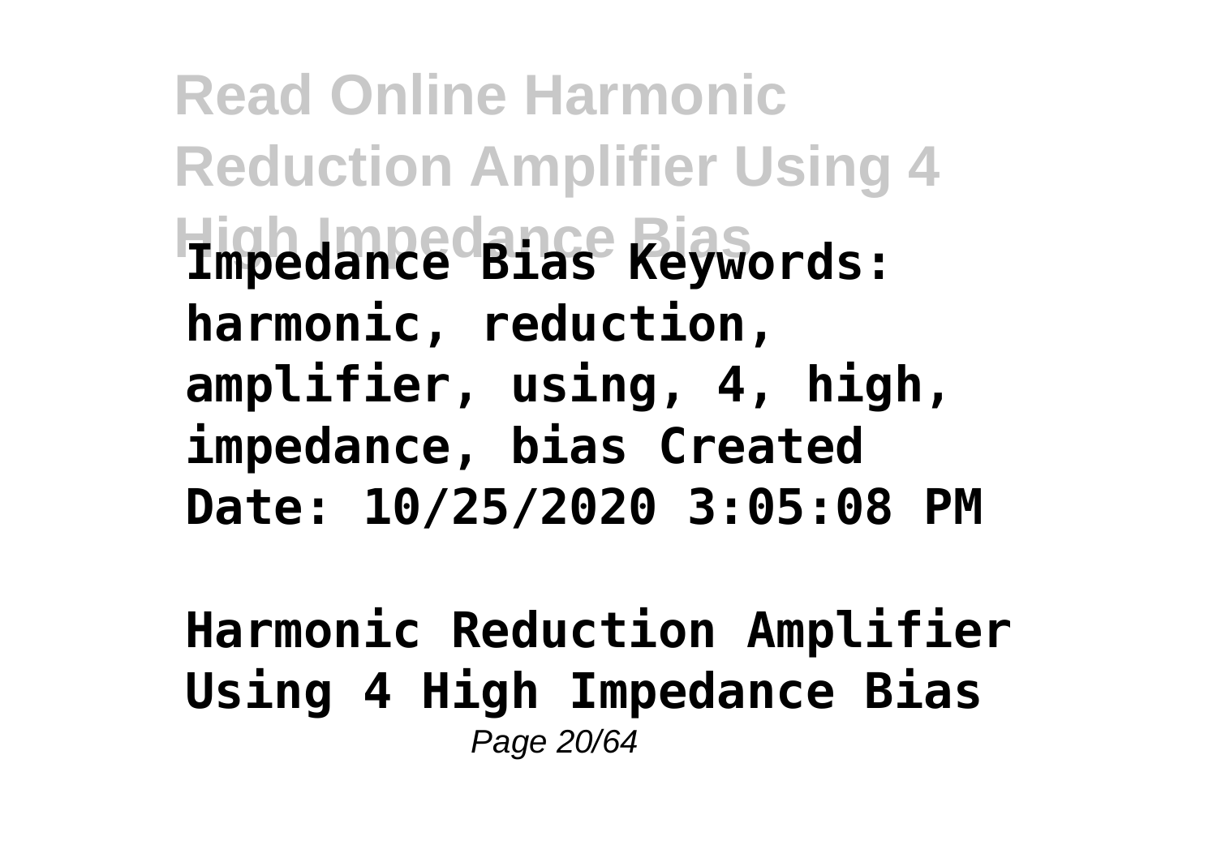**Impedance Bias Keywords: harmonic, reduction, amplifier, using, 4, high, impedance, bias Created Date: 10/25/2020 3:05:08 PM**

**Harmonic Reduction Amplifier Using 4 High Impedance Bias**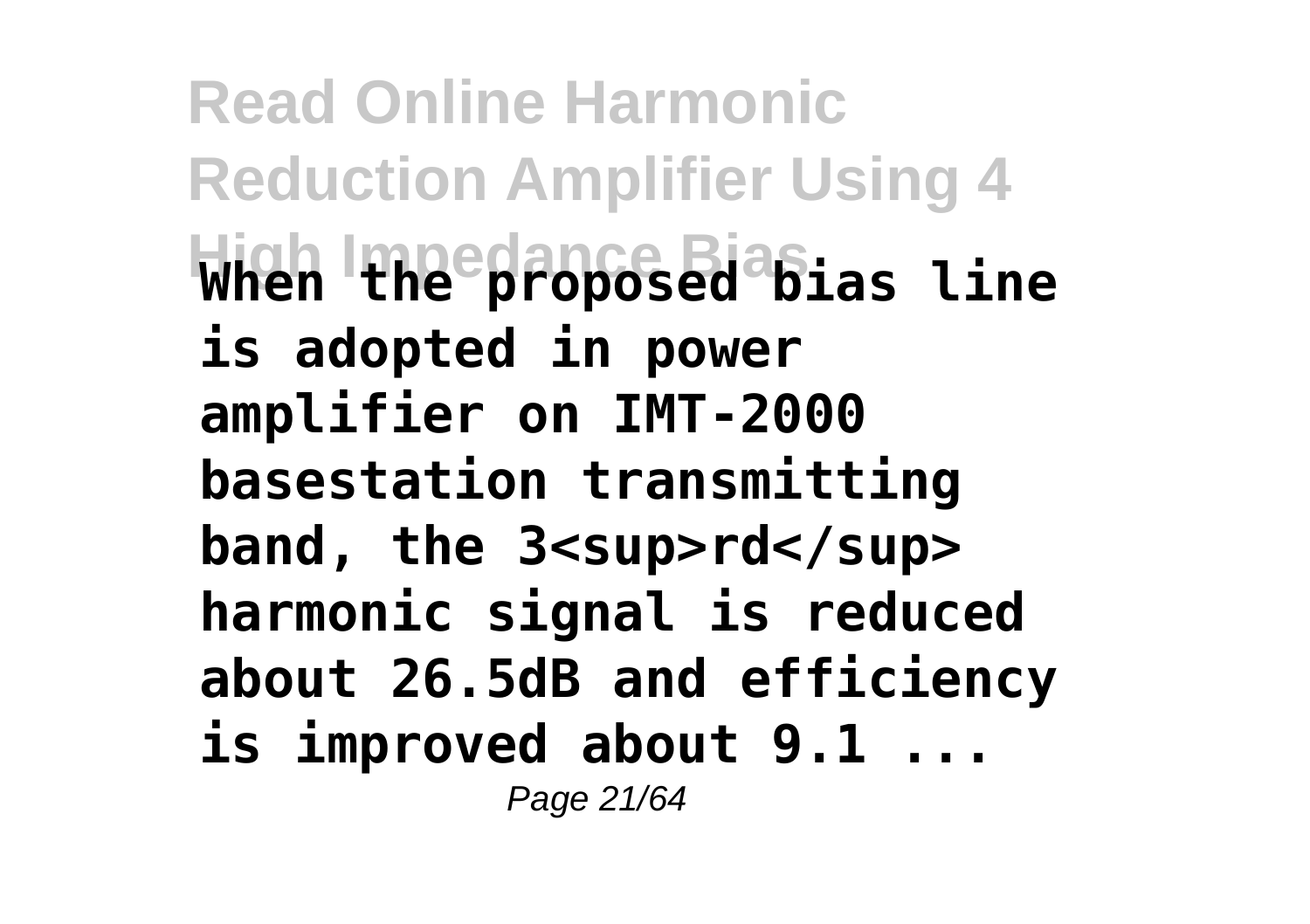**When the proposed bias line is adopted in power amplifier on IMT-2000 basestation transmitting band, the 3<sup>rd</sup> harmonic signal is reduced about 26.5dB and efficiency is improved about 9.1 ...**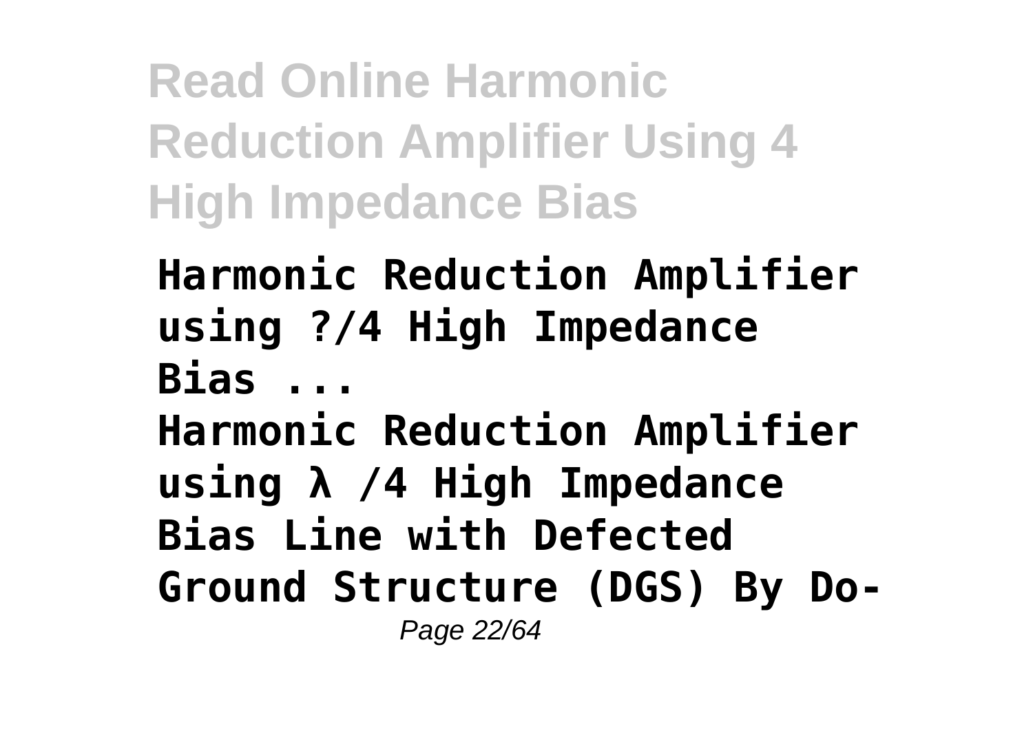**Harmonic Reduction Amplifier using ?/4 High Impedance Bias ...**

**Harmonic Reduction Amplifier using λ /4 High Impedance Bias Line with Defected Ground Structure (DGS) By Do-**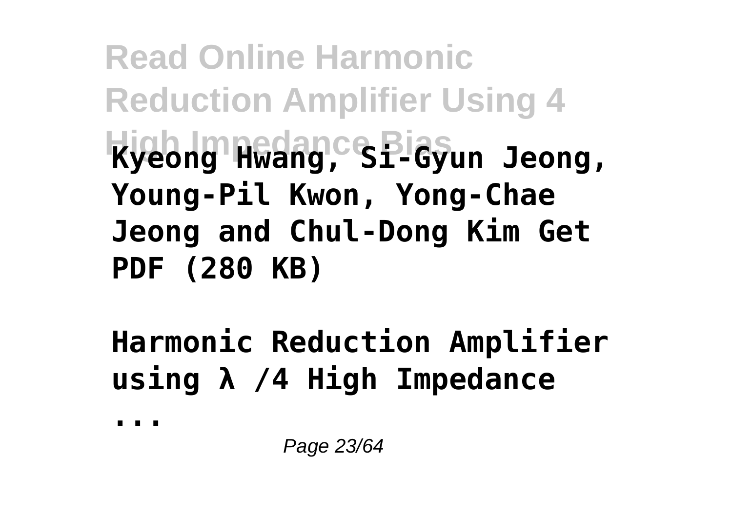**Kyeong Hwang, Si-Gyun Jeong, Young-Pil Kwon, Yong-Chae Jeong and Chul-Dong Kim Get PDF (280 KB)**

**Harmonic Reduction Amplifier using λ /4 High Impedance ...**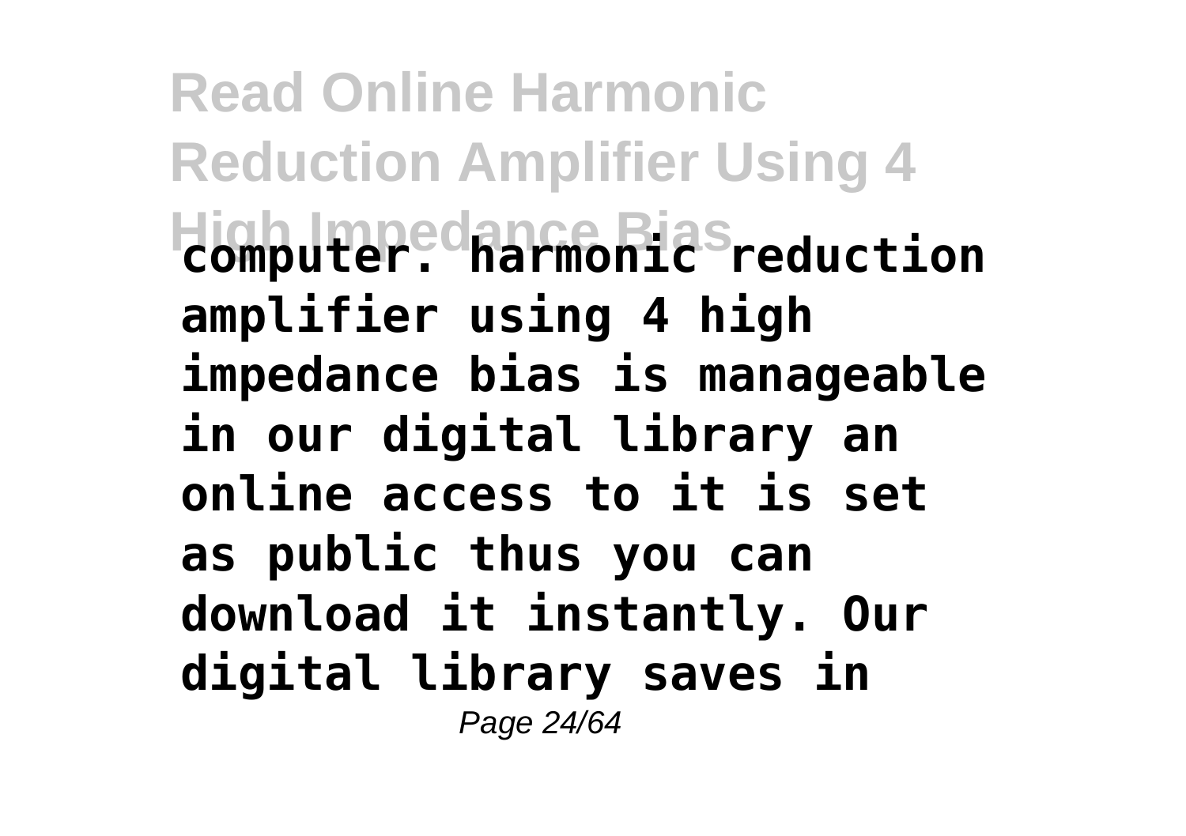**computer. harmonic reduction amplifier using 4 high impedance bias is manageable in our digital library an online access to it is set as public thus you can download it instantly. Our digital library saves in**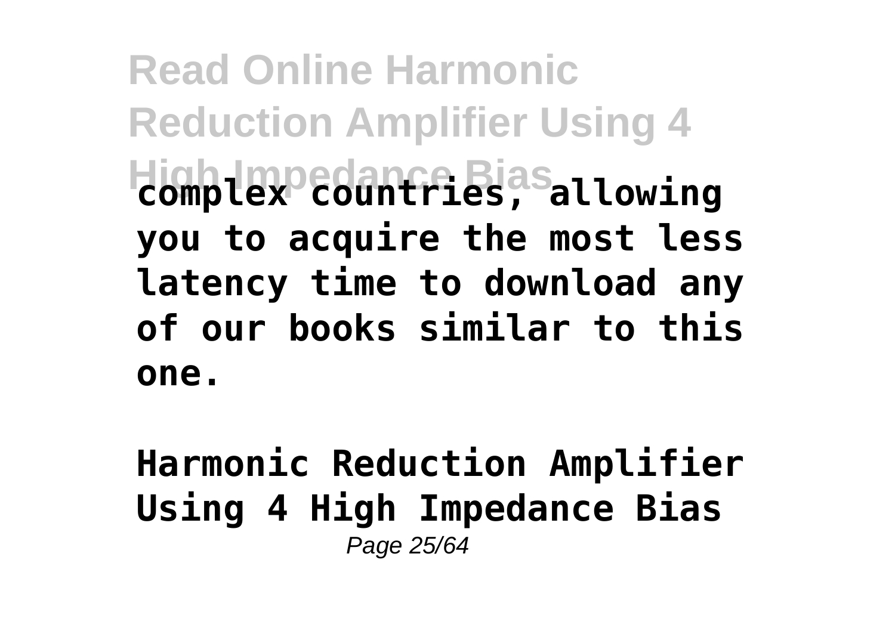complex countries, allowing you to acquire the most less latency time to download any of our books similar to this one.

**Harmonic Reduction Amplifier Using 4 High Impedance Bias**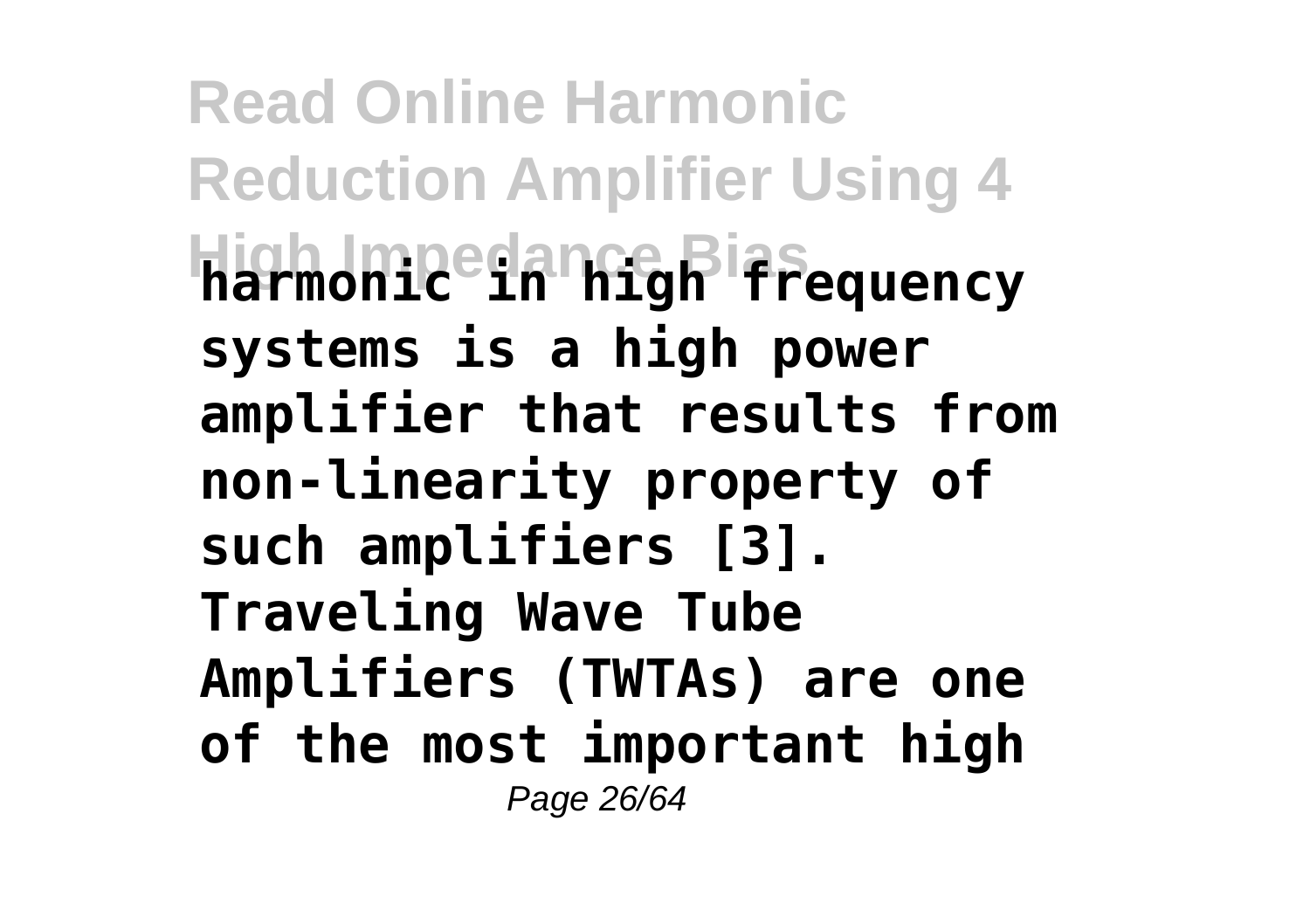**harmonic in high frequency systems is a high power amplifier that results from non-linearity property of such amplifiers [3]. Traveling Wave Tube Amplifiers (TWTAs) are one of the most important high**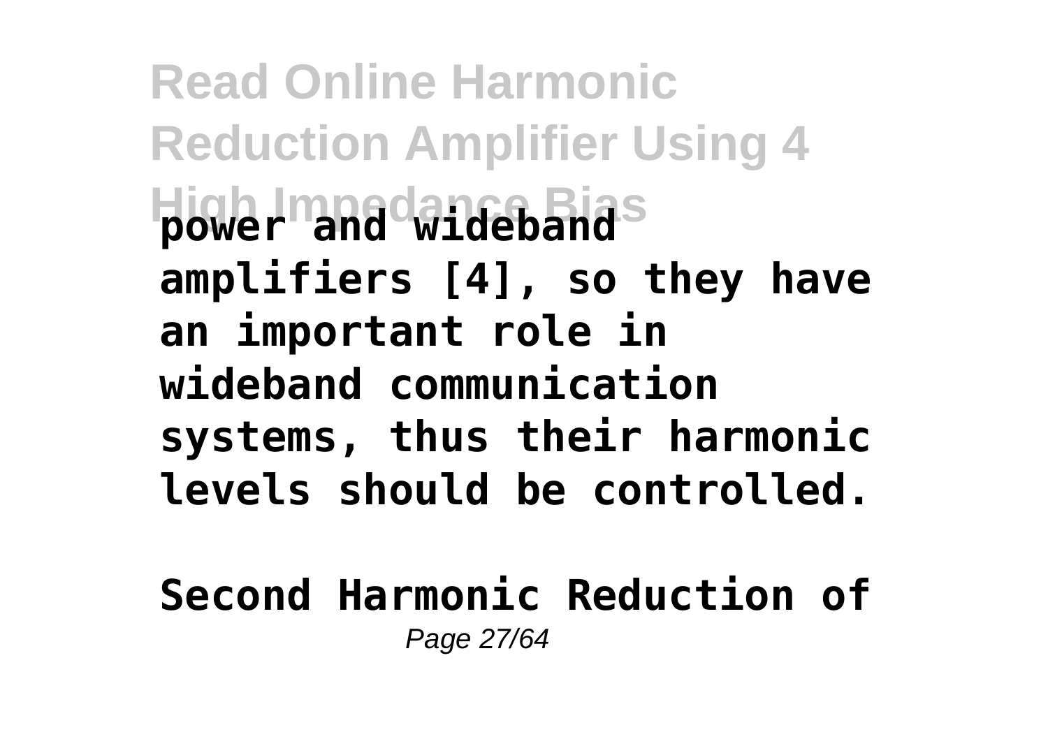power and wideband amplifiers [4], so they have an important role in wideband communication systems, thus their harmonic levels should be controlled.

**Second Harmonic Reduction of**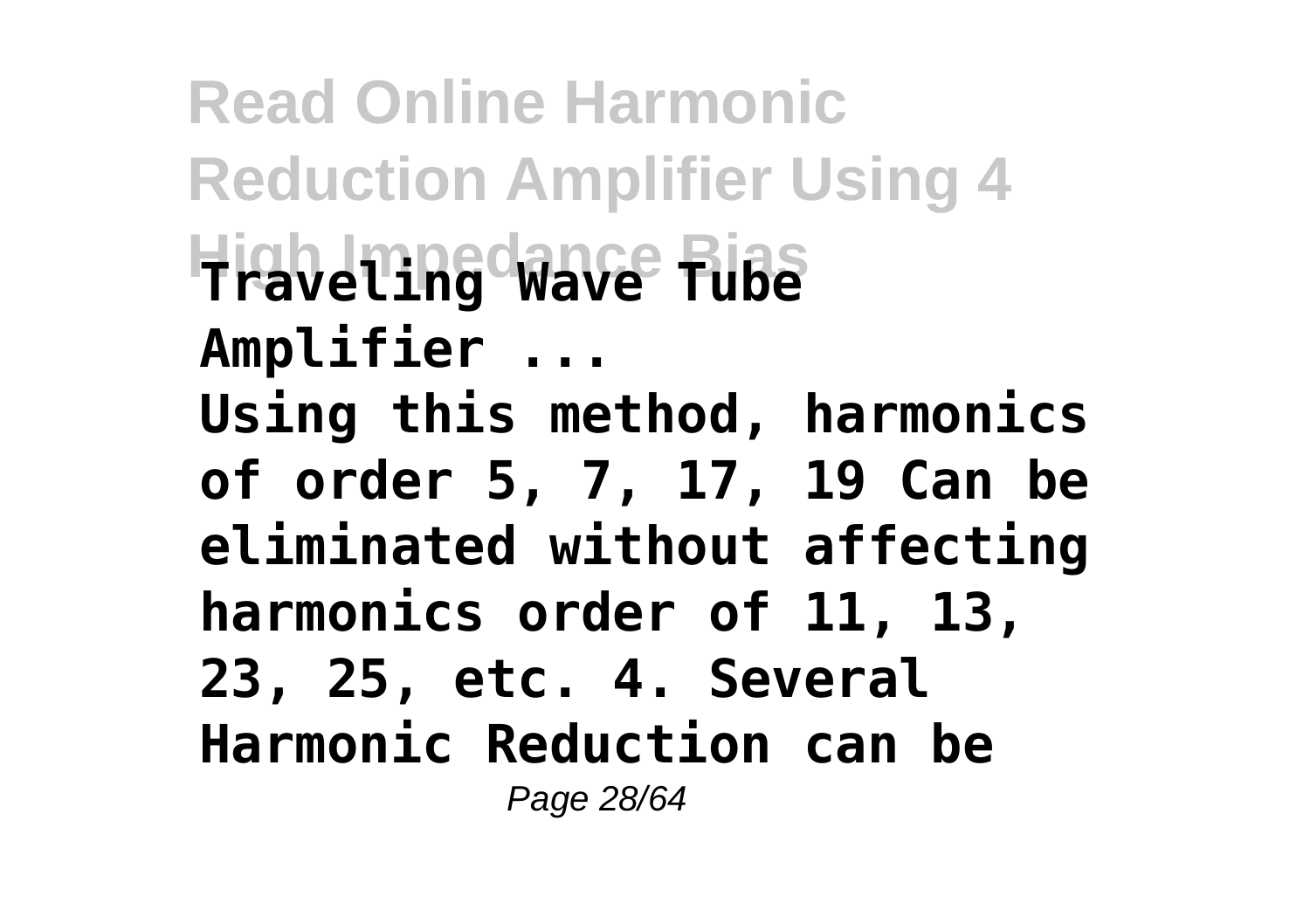**Read Online Harmonic Reduction Amplifier Using 4 High Impedance Bias Traveling Wave Tube Amplifier ...**

**Using this method, harmonics of order 5, 7, 17, 19 Can be eliminated without affecting harmonics order of 11, 13, 23, 25, etc. 4. Several Harmonic Reduction can be**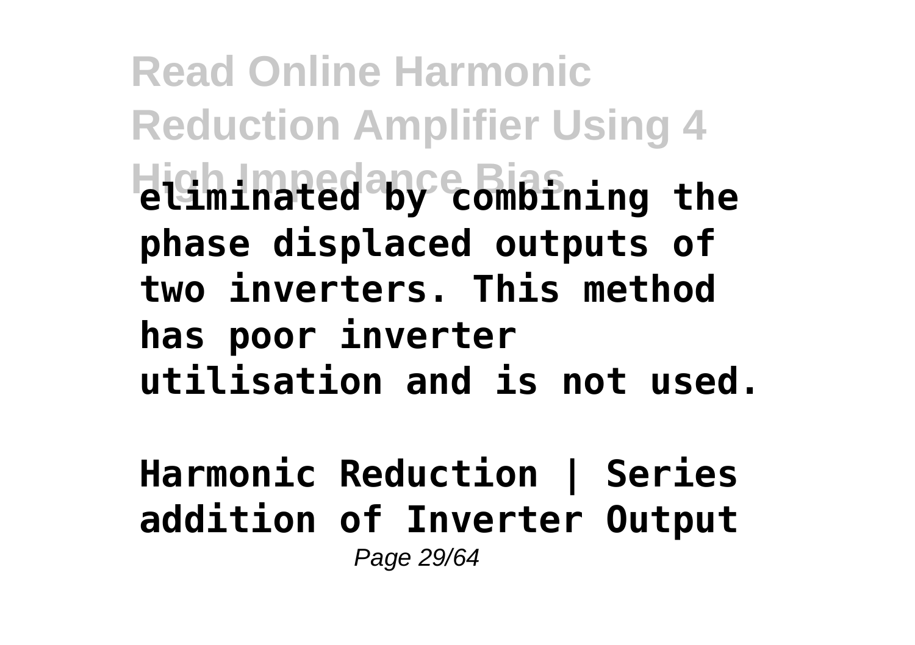**eliminated by combining the phase displaced outputs of two inverters. This method has poor inverter utilisation and is not used.**

**Harmonic Reduction | Series addition of Inverter Output**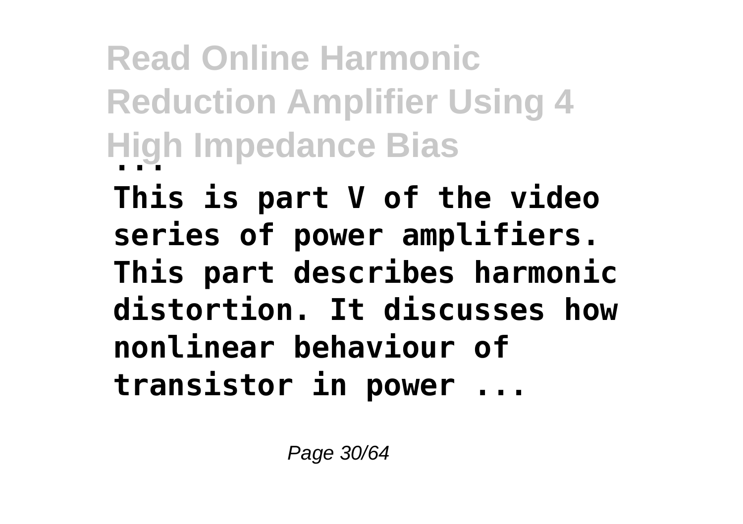**...**

**This is part V of the video series of power amplifiers. This part describes harmonic distortion. It discusses how nonlinear behaviour of transistor in power ...**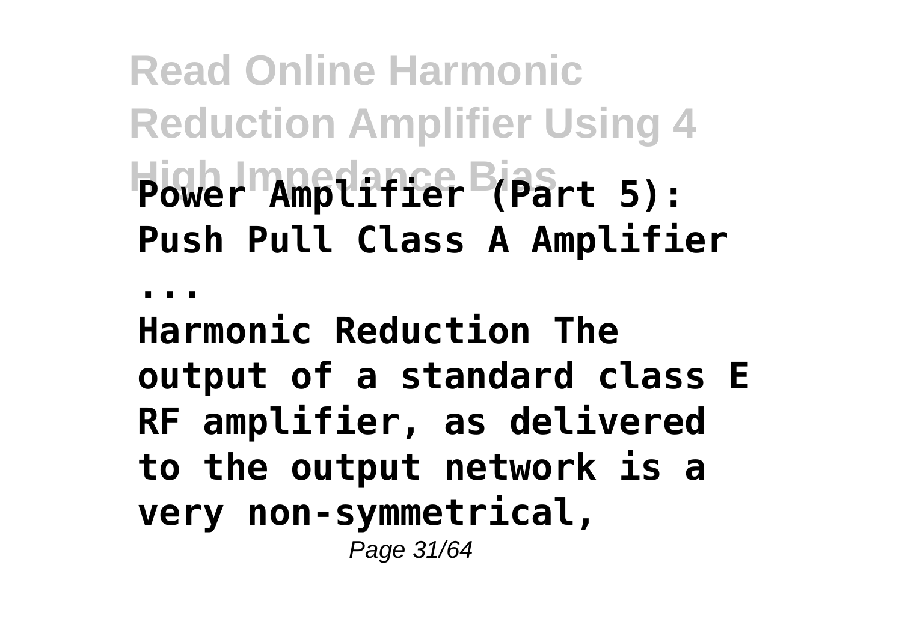**Power Amplifier (Part 5): Push Pull Class A Amplifier ...**

**Harmonic Reduction The output of a standard class E RF amplifier, as delivered to the output network is a very non-symmetrical,**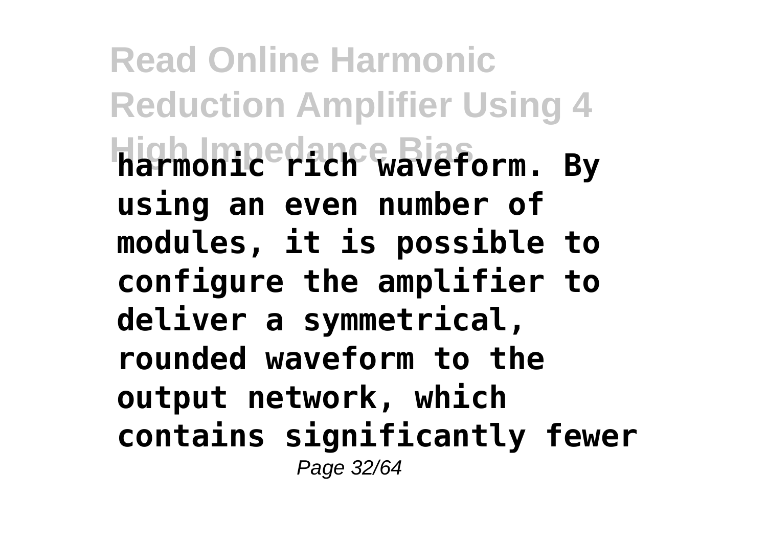**harmonic rich waveform. By using an even number of modules, it is possible to configure the amplifier to deliver a symmetrical, rounded waveform to the output network, which contains significantly fewer**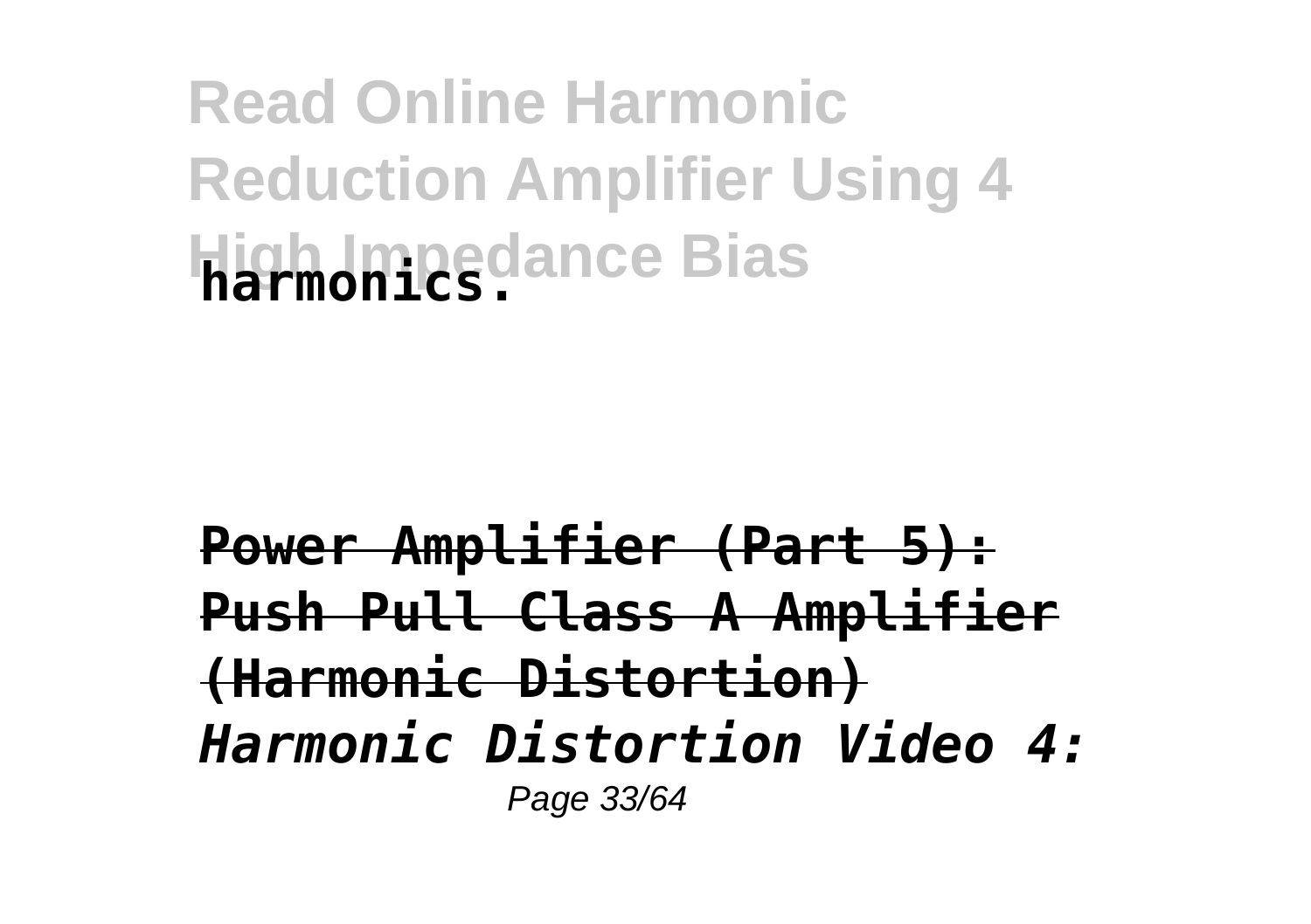harmonics.

**Power Amplifier (Part 5): Push Pull Class A Amplifier (Harmonic Distortion)**

***Harmonic Distortion Video 4:***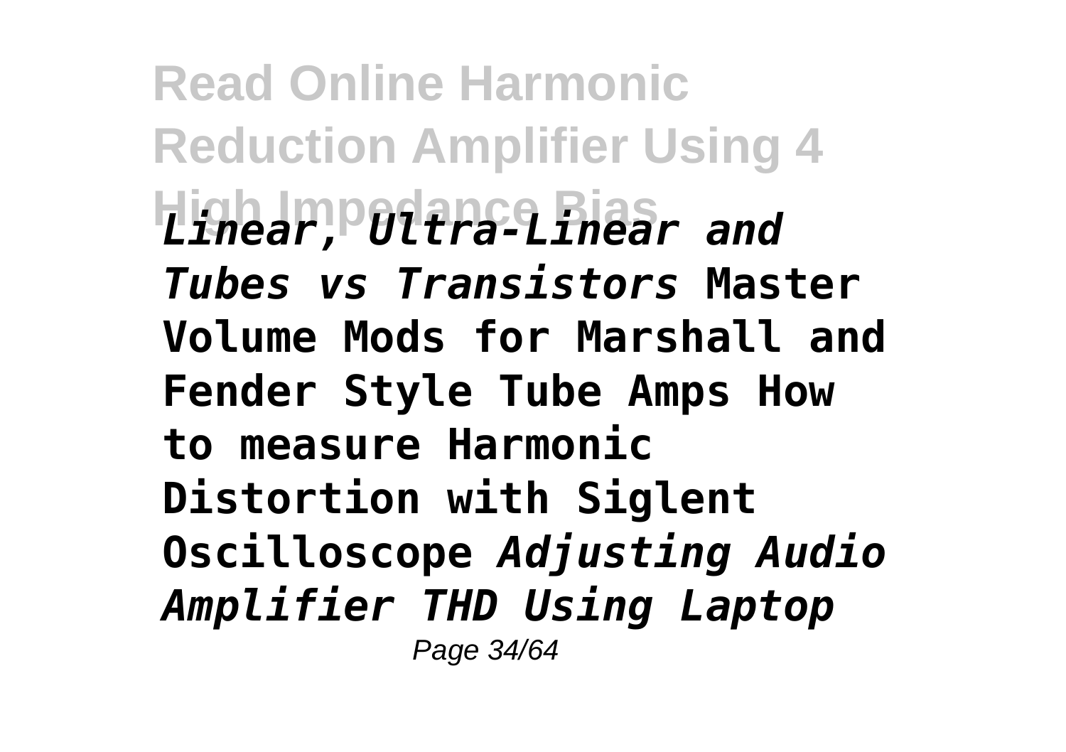*Linear, Ultra-Linear and Tubes vs Transistors* **Master Volume Mods for Marshall and Fender Style Tube Amps How to measure Harmonic Distortion with Siglent Oscilloscope** *Adjusting Audio Amplifier THD Using Laptop*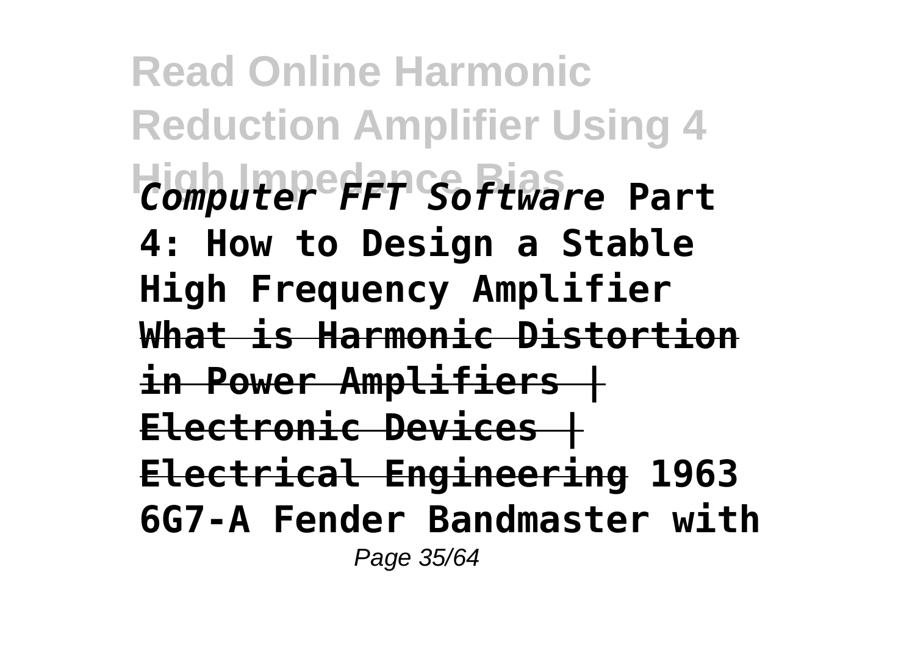*Computer FFT Software* **Part 4: How to Design a Stable High Frequency Amplifier** **What is Harmonic Distortion in Power Amplifiers | Electronic Devices | Electrical Engineering** **1963 6G7-A Fender Bandmaster with**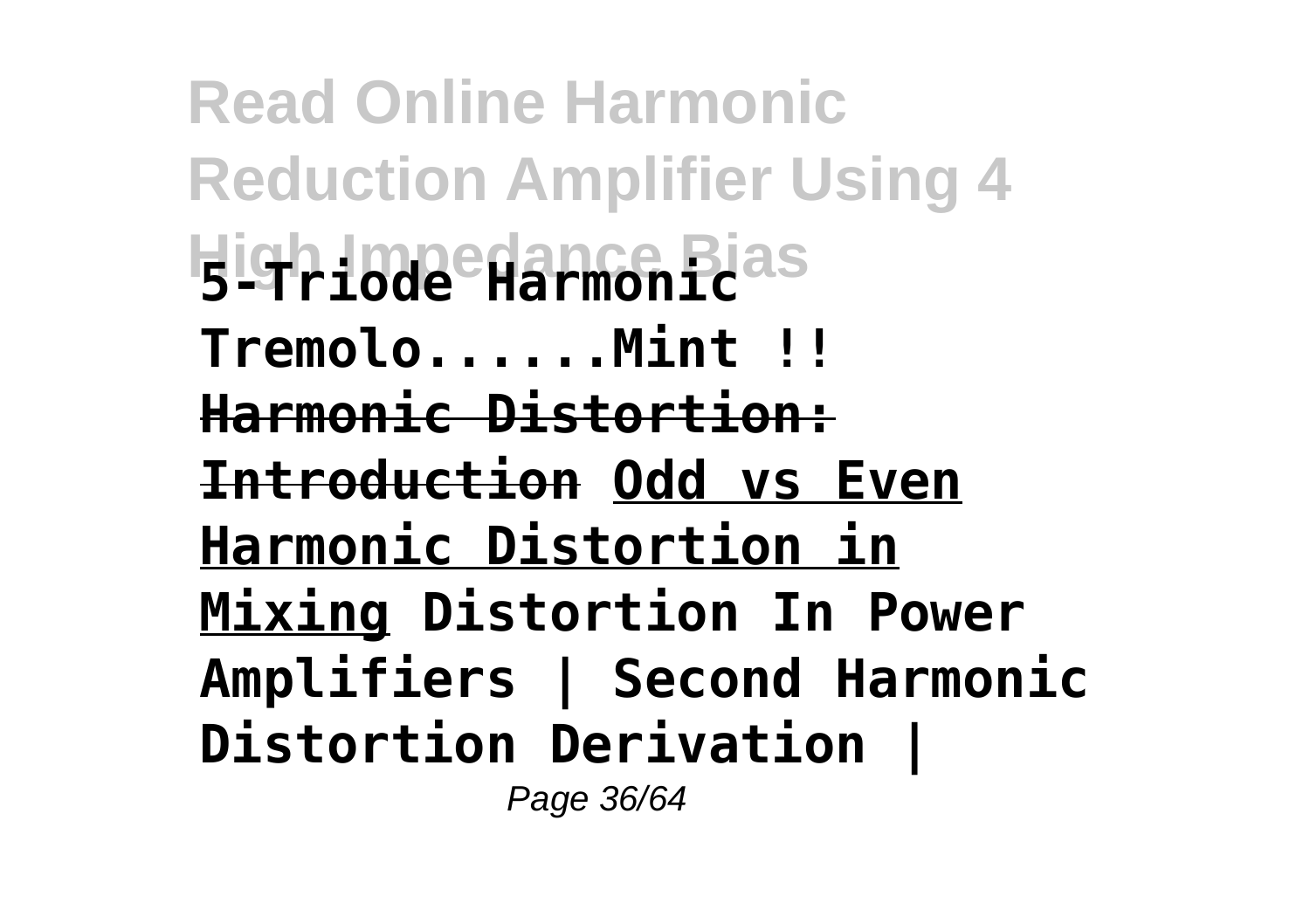**5-Triode Harmonic Tremolo......Mint !!** Harmonic Distortion: Introduction **Odd vs Even Harmonic Distortion in Mixing** **Distortion In Power Amplifiers | Second Harmonic Distortion Derivation |**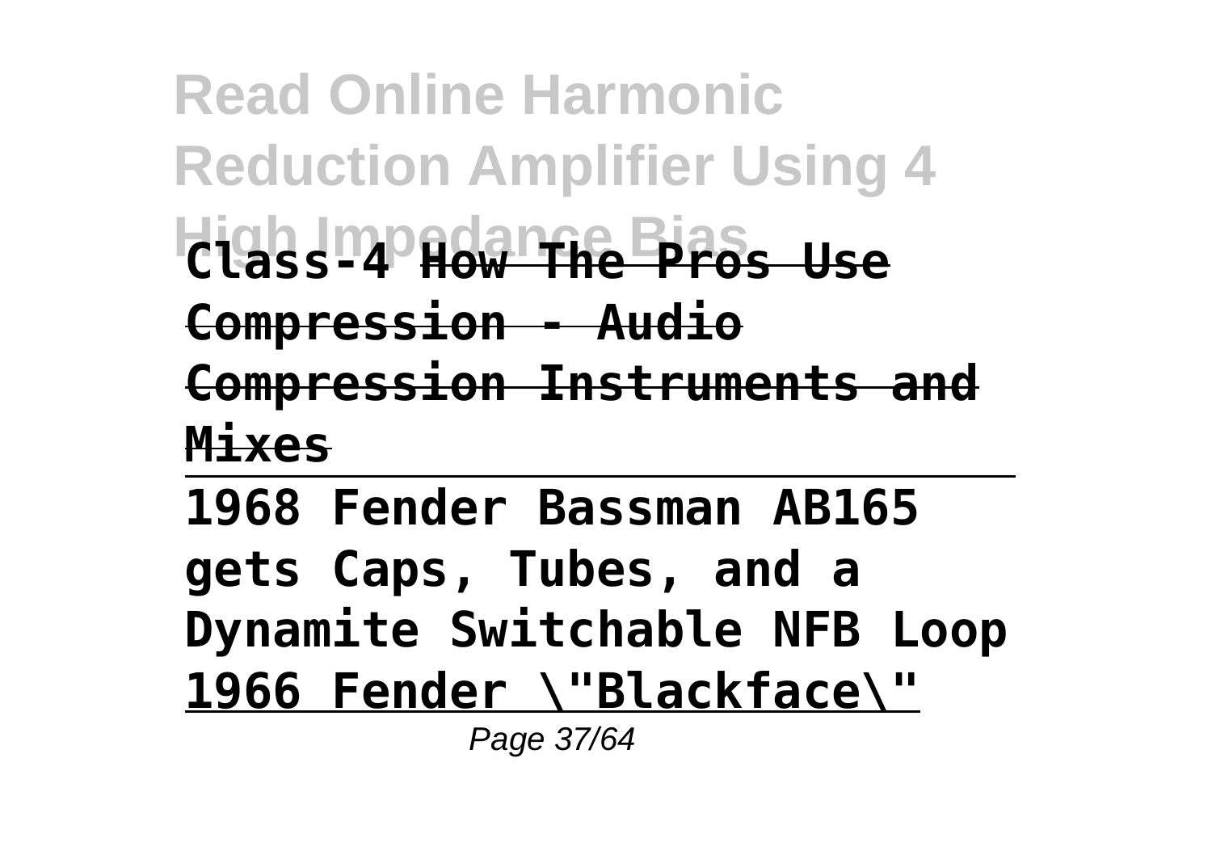# Read Online Harmonic Reduction Amplifier Using 4 High Impedance Bias

**Class-4** **How The Pros Use Compression - Audio Compression Instruments and Mixes**

---

**1968 Fender Bassman AB165 gets Caps, Tubes, and a Dynamite Switchable NFB Loop**

**1966 Fender \"Blackface\"**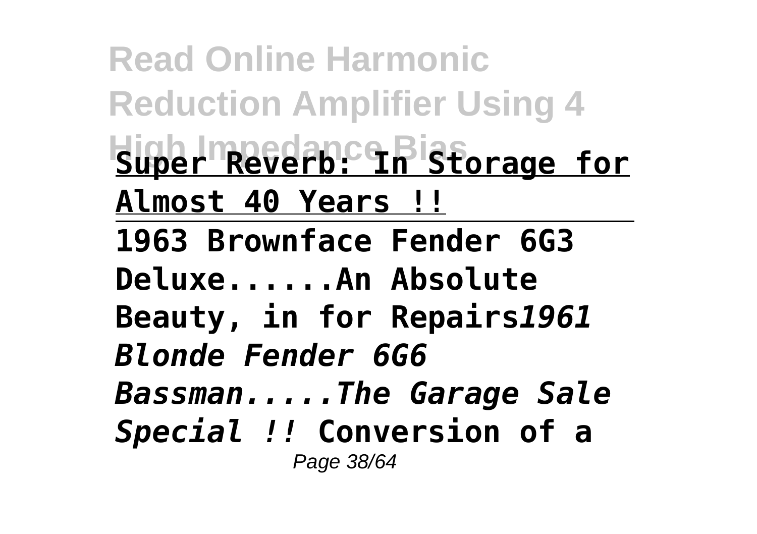**Super Reverb: In Storage for Almost 40 Years !!**

---

**1963 Brownface Fender 6G3 Deluxe......An Absolute Beauty, in for Repairs** ***1961 Blonde Fender 6G6 Bassman.....The Garage Sale Special !!*** **Conversion of a**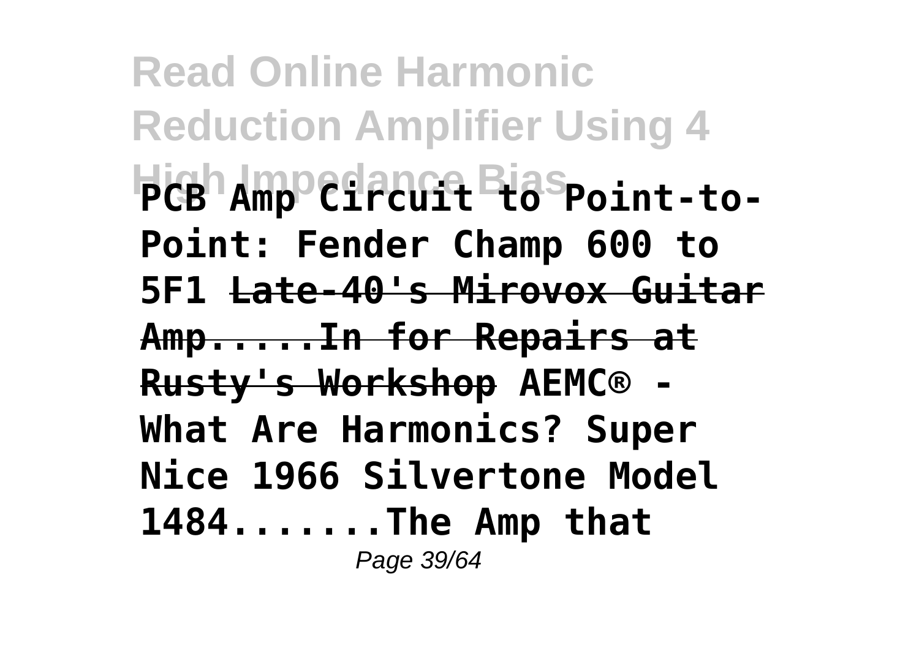**PCB Amp Circuit to Point-to-Point: Fender Champ 600 to 5F1** **Late-40's Mirovox Guitar Amp.....In for Repairs at Rusty's Workshop** **AEMC® - What Are Harmonics? Super Nice 1966 Silvertone Model 1484.......The Amp that**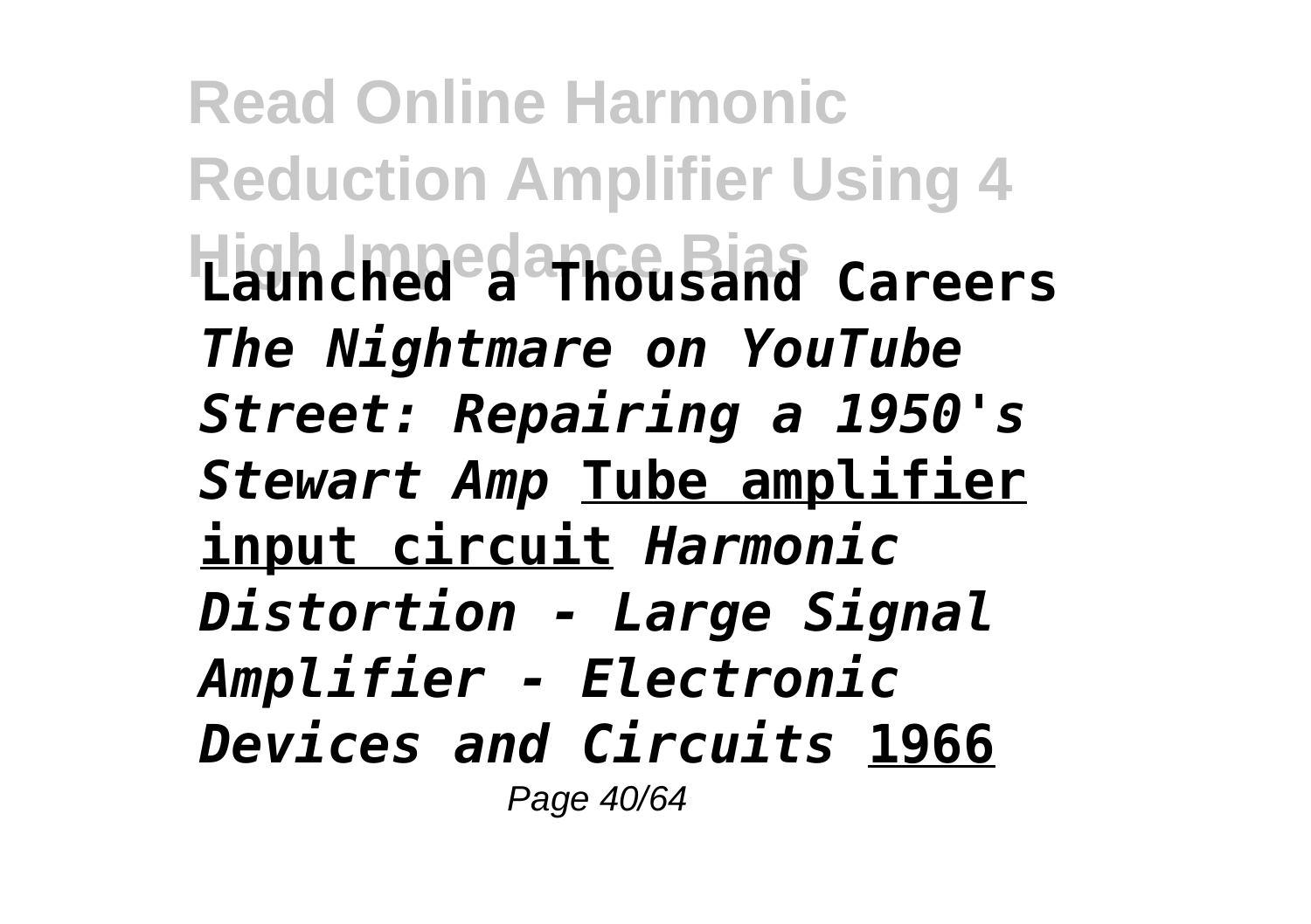**Launched a Thousand Careers** *The Nightmare on YouTube Street: Repairing a 1950's Stewart Amp* **Tube amplifier input circuit** *Harmonic Distortion - Large Signal Amplifier - Electronic Devices and Circuits* **1966**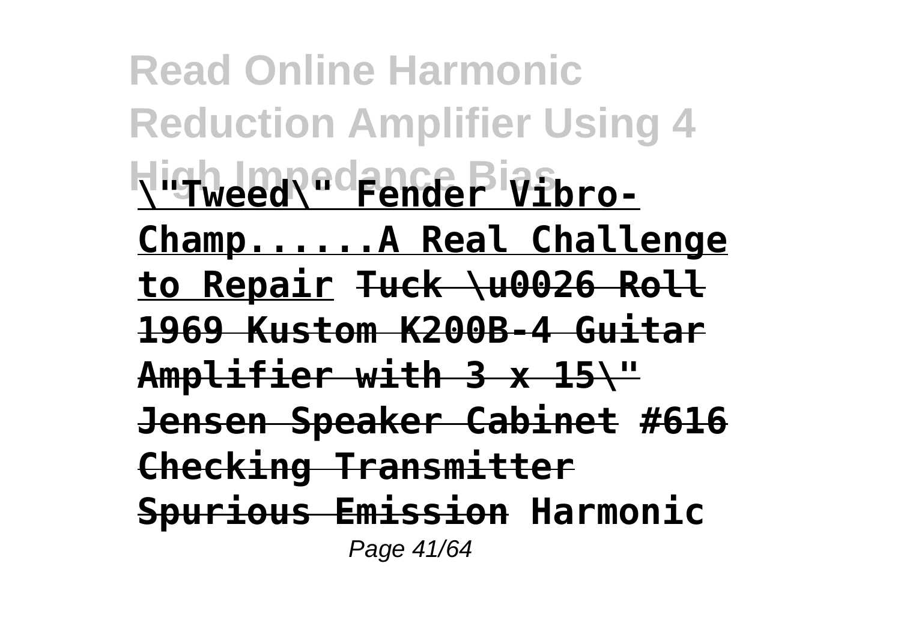**\"Tweed\" Fender Vibro-Champ......A Real Challenge to Repair** ~~**Tuck \u0026 Roll 1969 Kustom K200B-4 Guitar Amplifier with 3 x 15\" Jensen Speaker Cabinet #616**~~ ~~**Checking Transmitter Spurious Emission**~~ **Harmonic**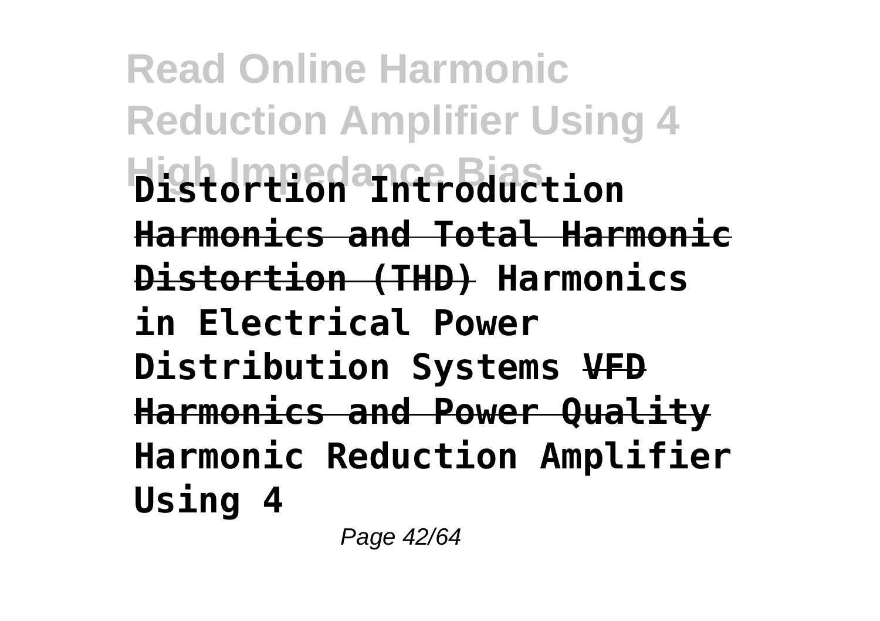**Distortion Introduction**

**~~Harmonics and Total Harmonic Distortion (THD)~~** **Harmonics in Electrical Power Distribution Systems** **~~VFD Harmonics and Power Quality~~** **Harmonic Reduction Amplifier Using 4**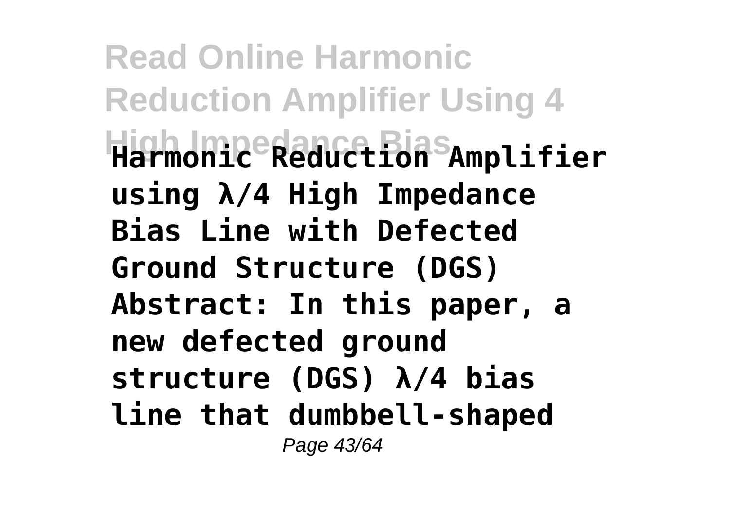**Harmonic Reduction Amplifier using λ/4 High Impedance Bias Line with Defected Ground Structure (DGS) Abstract: In this paper, a new defected ground structure (DGS) λ/4 bias line that dumbbell-shaped**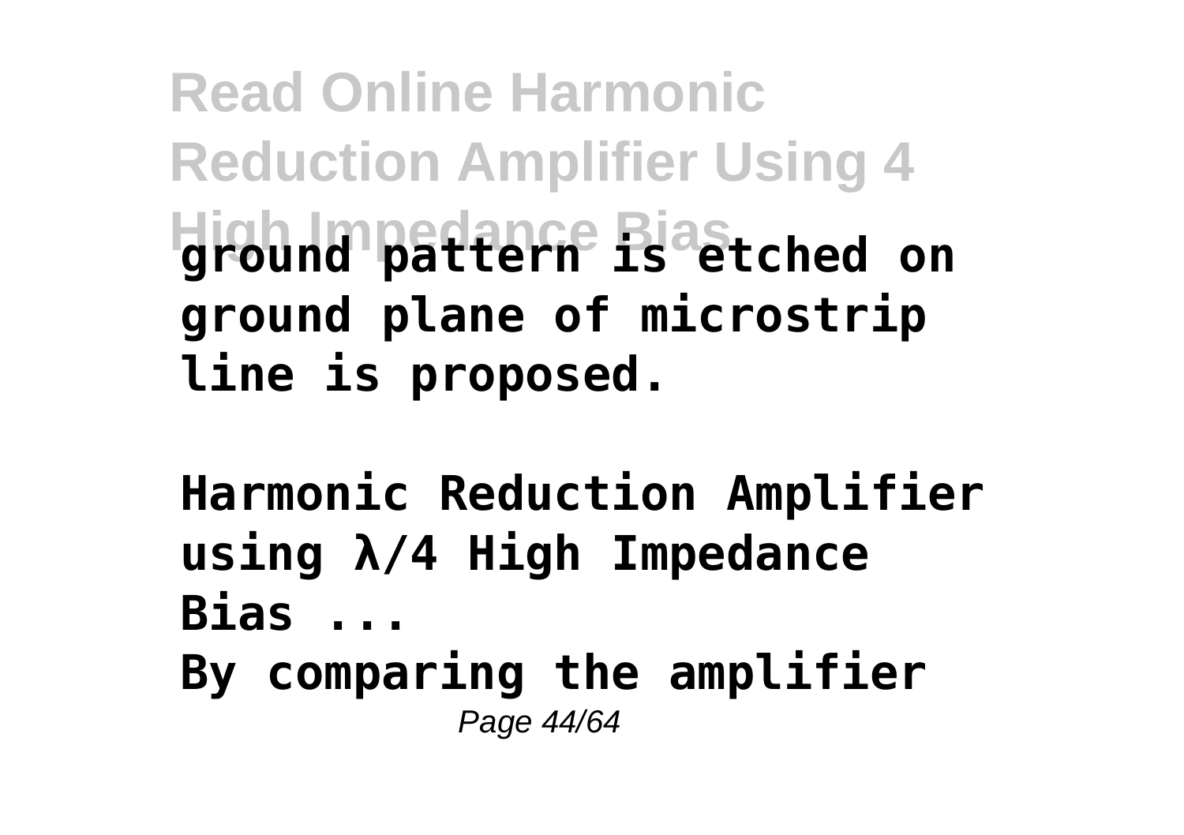ground pattern is etched on ground plane of microstrip line is proposed.

**Harmonic Reduction Amplifier using λ/4 High Impedance Bias ...**

By comparing the amplifier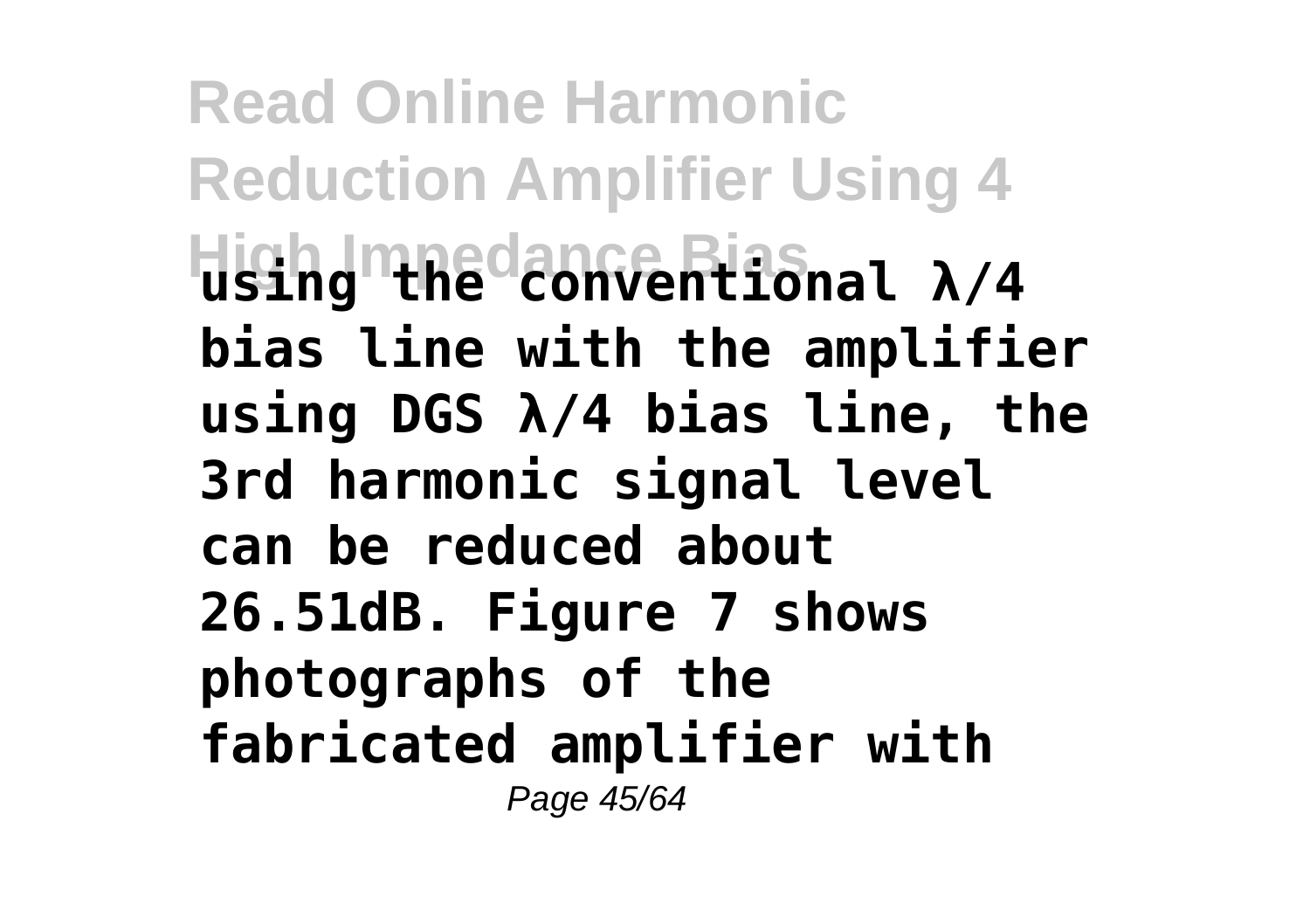using the conventional λ/4 bias line with the amplifier using DGS λ/4 bias line, the 3rd harmonic signal level can be reduced about 26.51dB. Figure 7 shows photographs of the fabricated amplifier with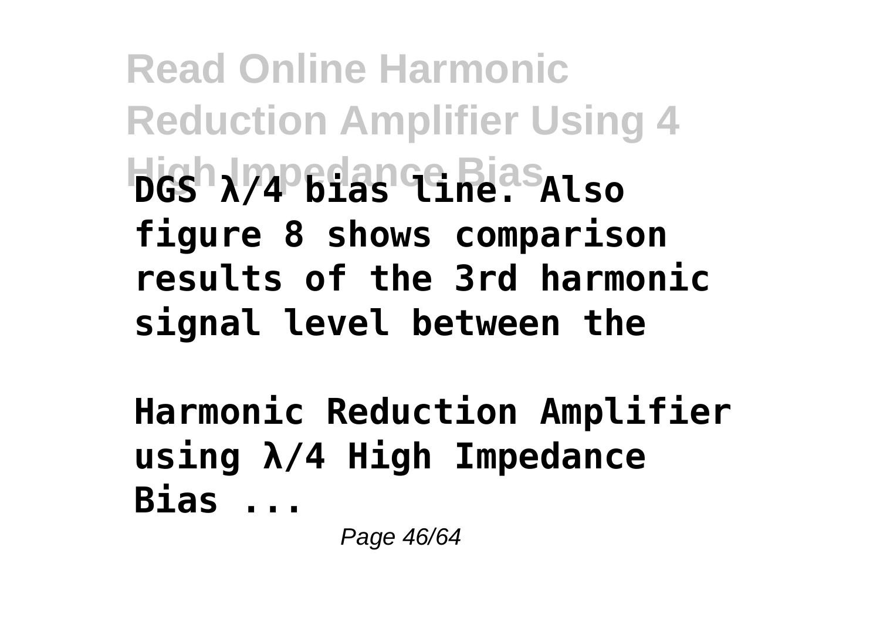DGS λ/4 bias line. Also figure 8 shows comparison results of the 3rd harmonic signal level between the

**Harmonic Reduction Amplifier using λ/4 High Impedance Bias ...**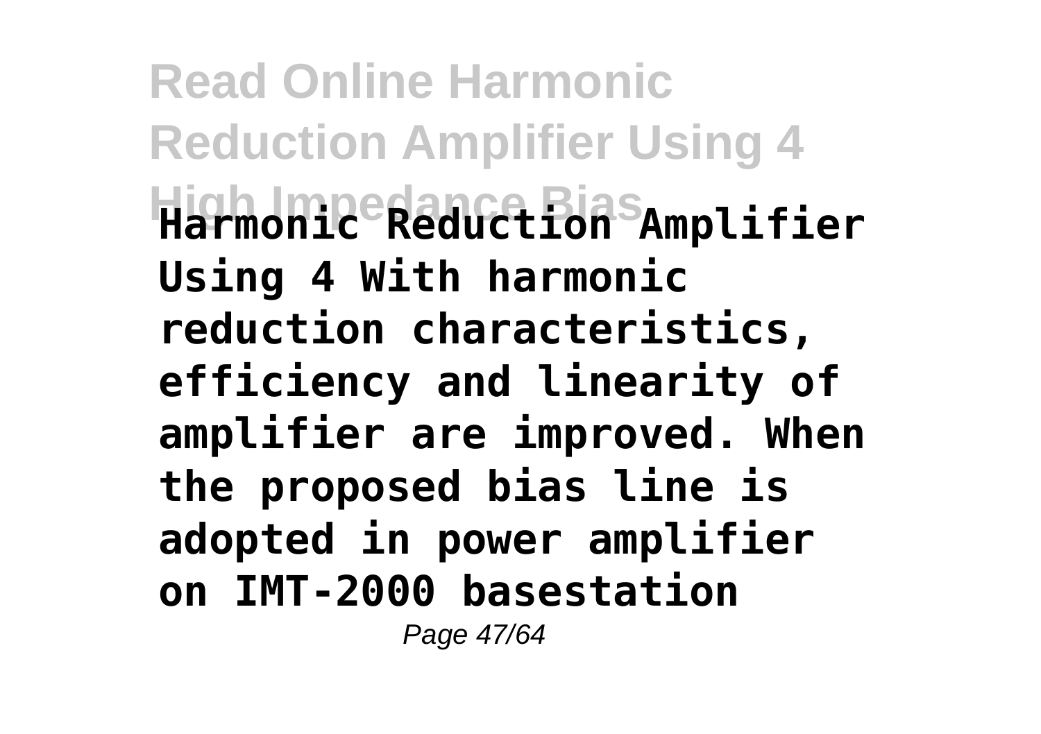**Harmonic Reduction Amplifier Using 4 With harmonic reduction characteristics, efficiency and linearity of amplifier are improved. When the proposed bias line is adopted in power amplifier on IMT-2000 basestation**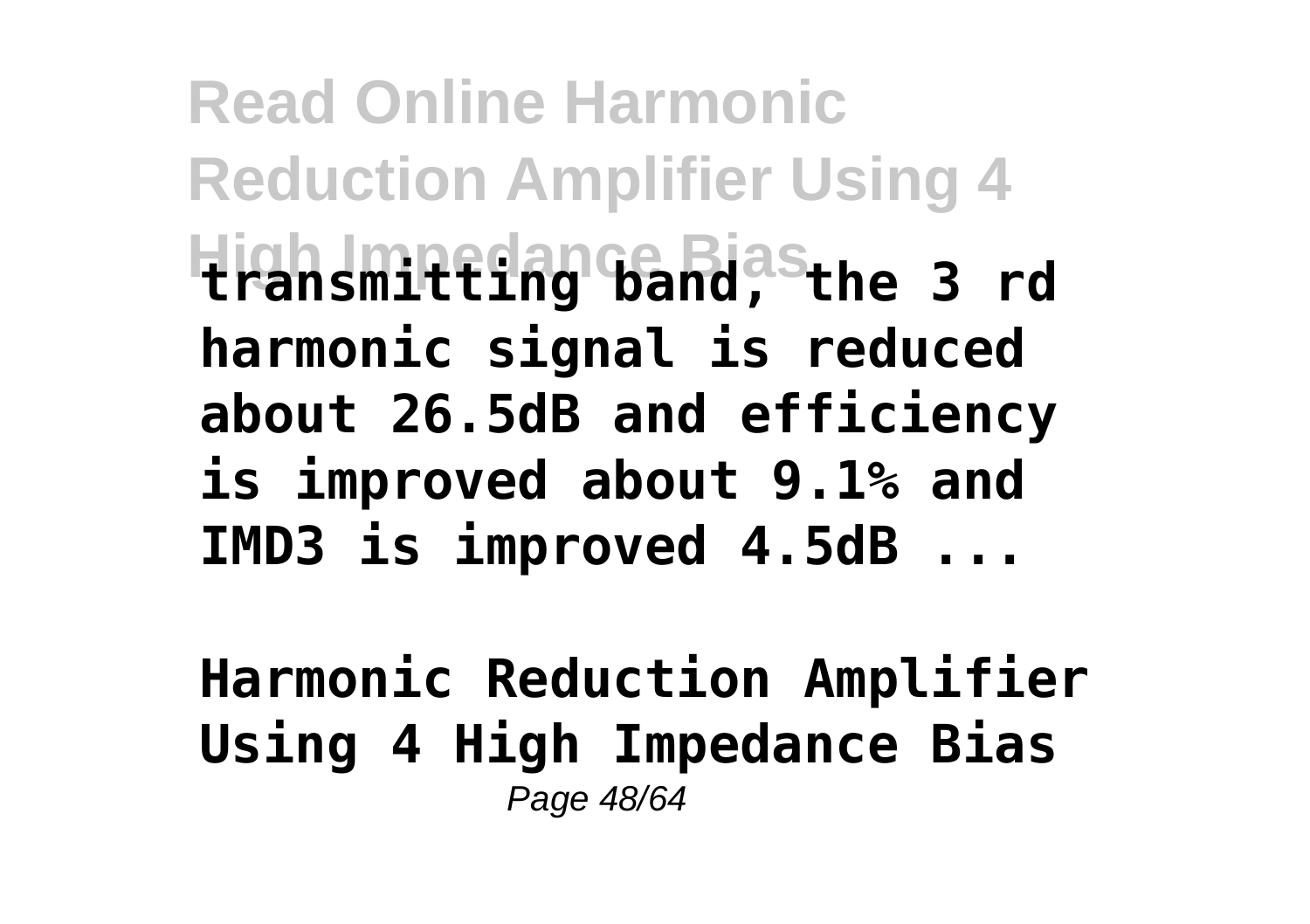**transmitting band, the 3 rd harmonic signal is reduced about 26.5dB and efficiency is improved about 9.1% and IMD3 is improved 4.5dB ...**

**Harmonic Reduction Amplifier Using 4 High Impedance Bias**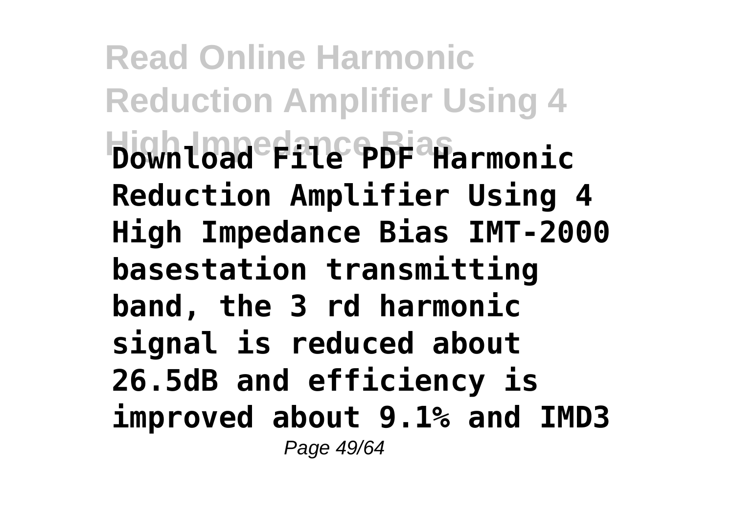**Download File PDF Harmonic Reduction Amplifier Using 4 High Impedance Bias IMT-2000 basestation transmitting band, the 3 rd harmonic signal is reduced about 26.5dB and efficiency is improved about 9.1% and IMD3**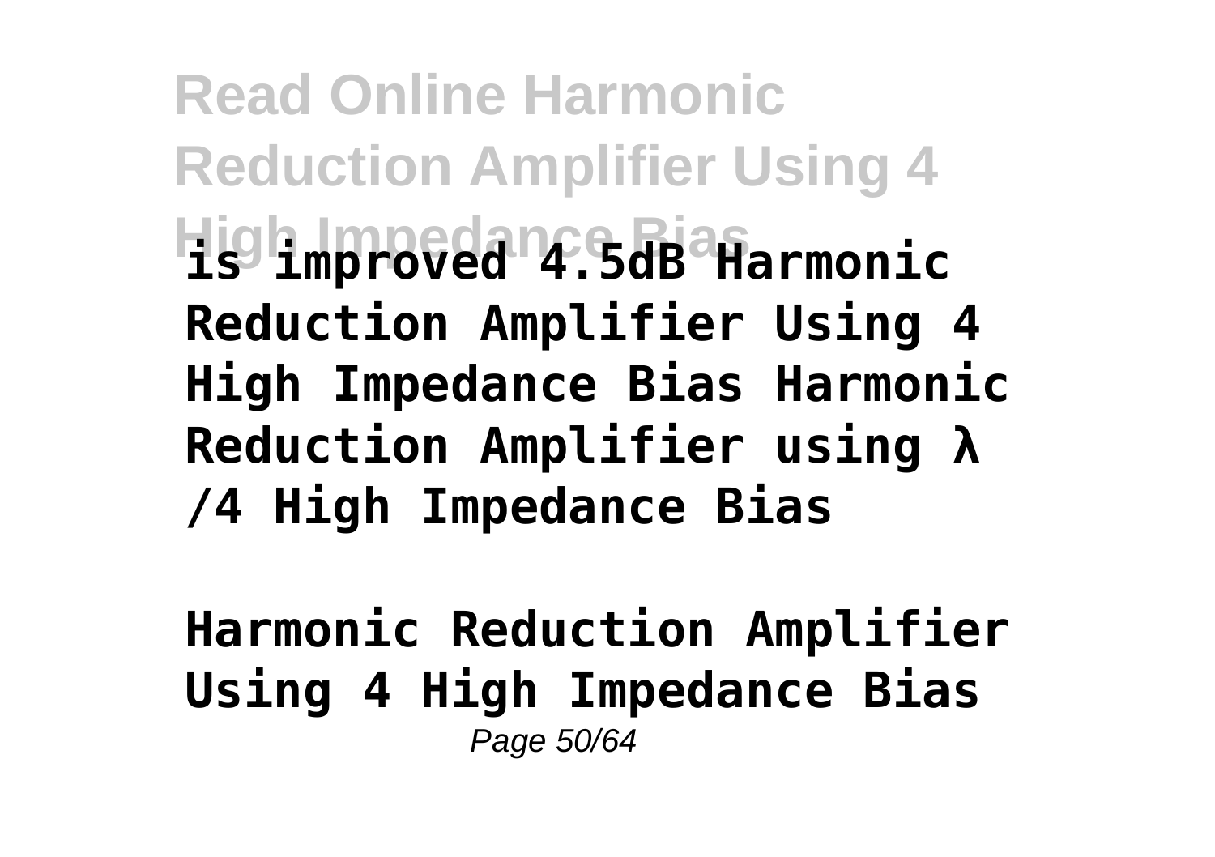**is improved 4.5dB Harmonic Reduction Amplifier Using 4 High Impedance Bias Harmonic Reduction Amplifier using λ /4 High Impedance Bias**

**Harmonic Reduction Amplifier Using 4 High Impedance Bias**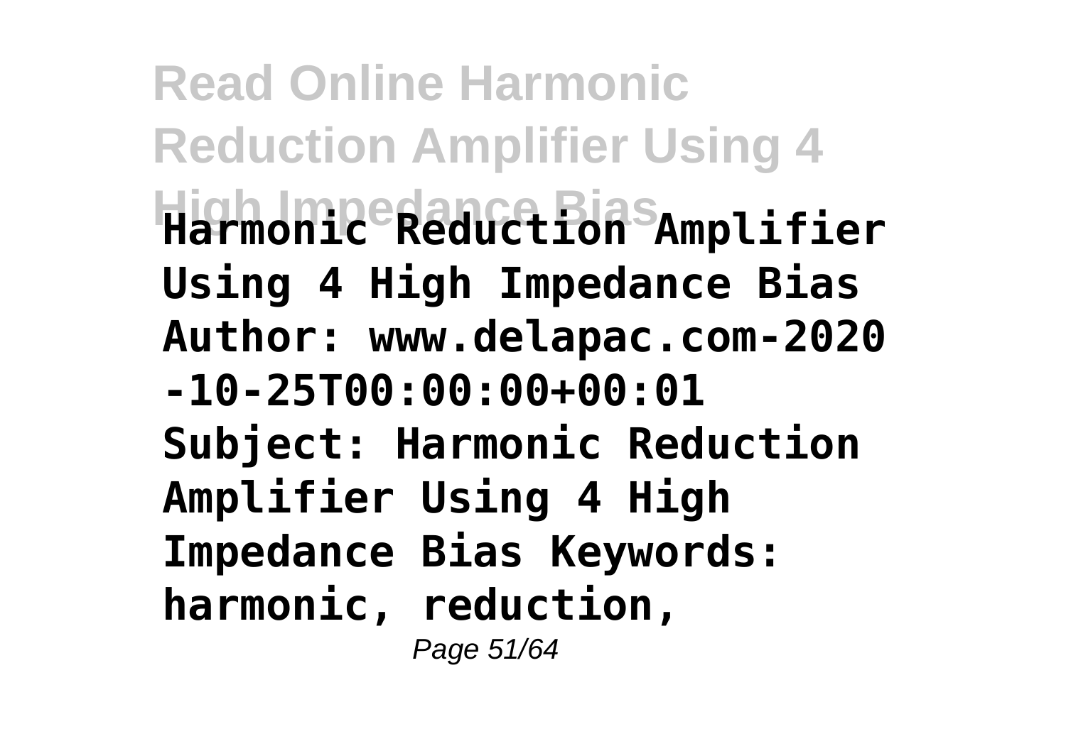**Harmonic Reduction Amplifier Using 4 High Impedance Bias Author: www.delapac.com-2020-10-25T00:00:00+00:01 Subject: Harmonic Reduction Amplifier Using 4 High Impedance Bias Keywords: harmonic, reduction,**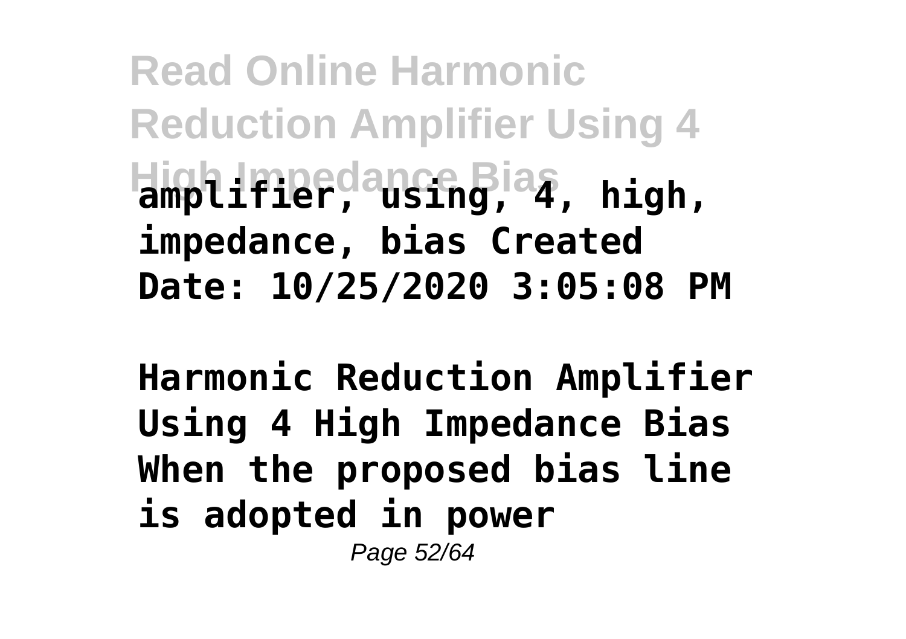**amplifier, using, 4, high, impedance, bias Created Date: 10/25/2020 3:05:08 PM**

**Harmonic Reduction Amplifier Using 4 High Impedance Bias When the proposed bias line is adopted in power**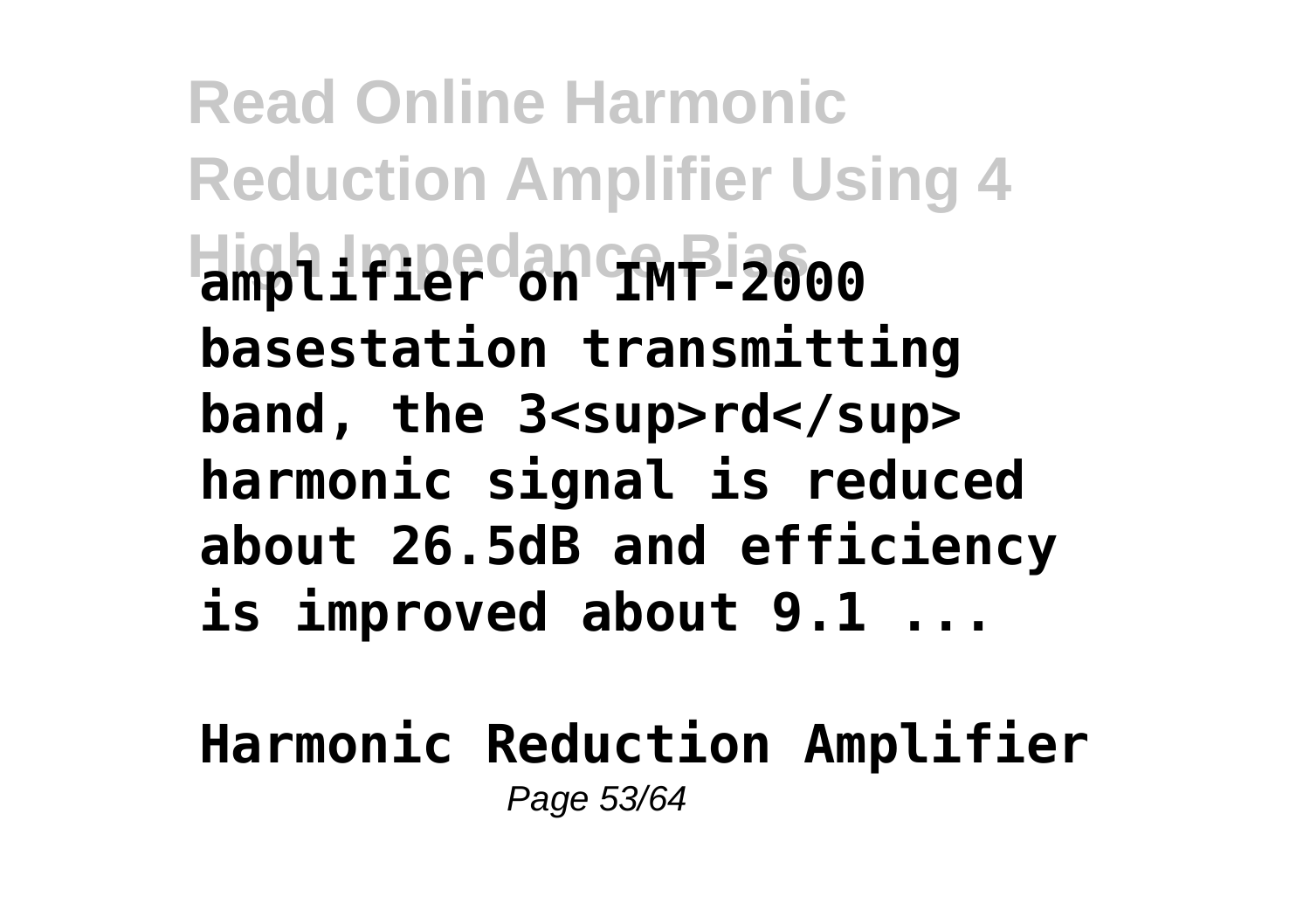**amplifier on IMT-2000 basestation transmitting band, the 3<sup>rd</sup> harmonic signal is reduced about 26.5dB and efficiency is improved about 9.1 ...**

**Harmonic Reduction Amplifier**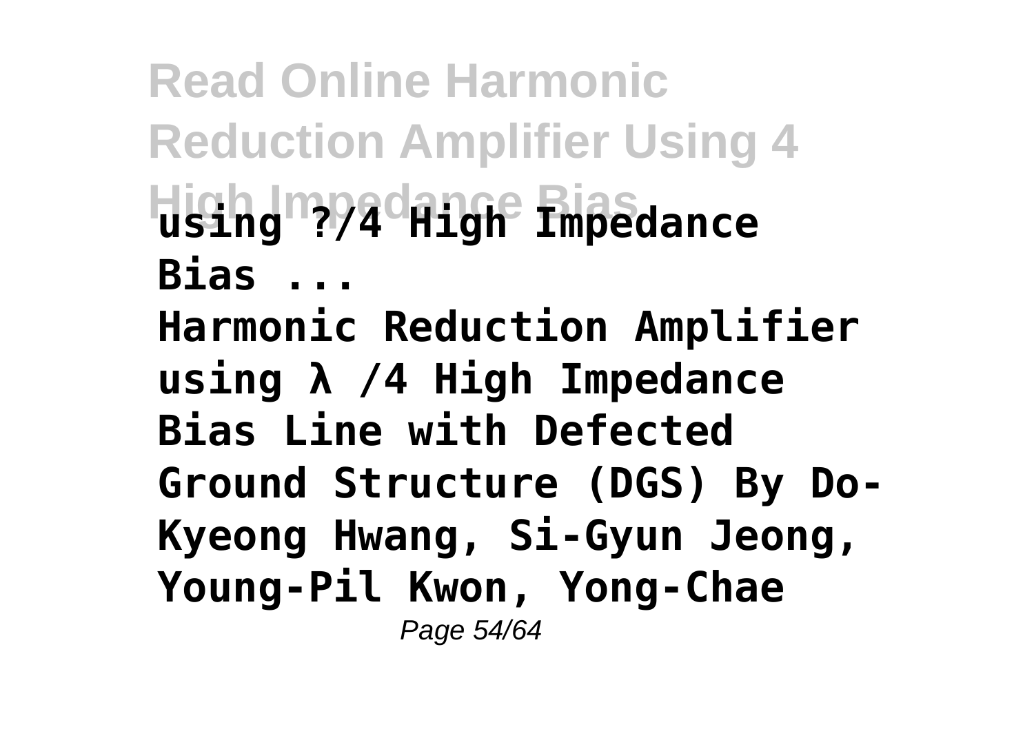**using ?/4 High Impedance Bias ...**

**Harmonic Reduction Amplifier using λ /4 High Impedance Bias Line with Defected Ground Structure (DGS) By Do-Kyeong Hwang, Si-Gyun Jeong, Young-Pil Kwon, Yong-Chae**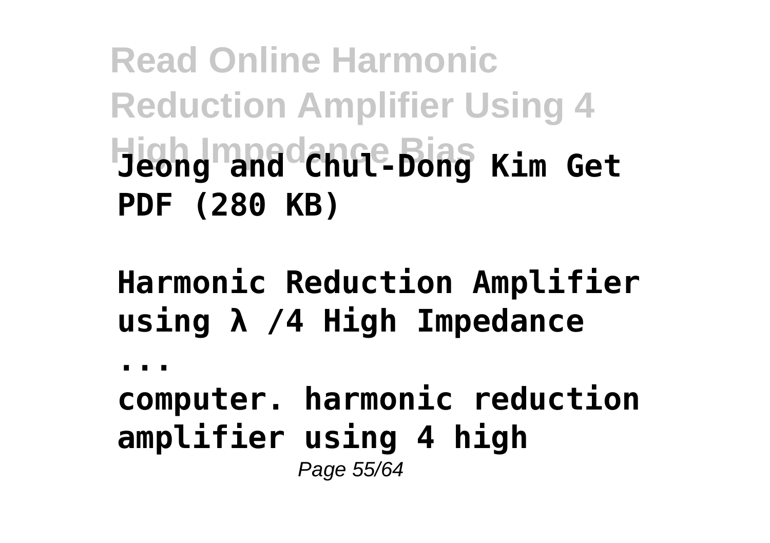Jeong and Chul-Dong Kim Get PDF (280 KB)

**Harmonic Reduction Amplifier using λ /4 High Impedance ...**

**computer. harmonic reduction amplifier using 4 high**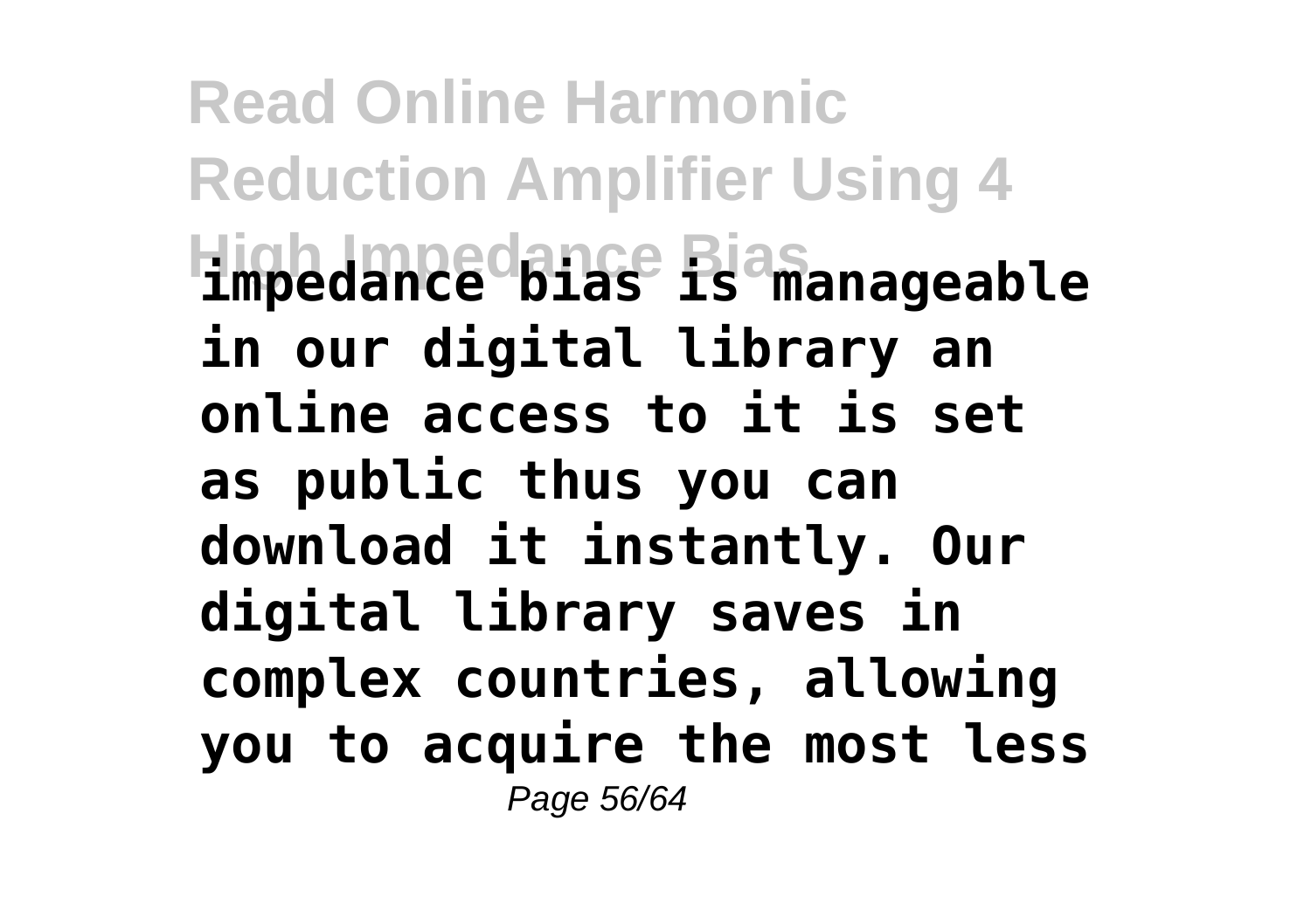**impedance bias is manageable in our digital library an online access to it is set as public thus you can download it instantly. Our digital library saves in complex countries, allowing you to acquire the most less**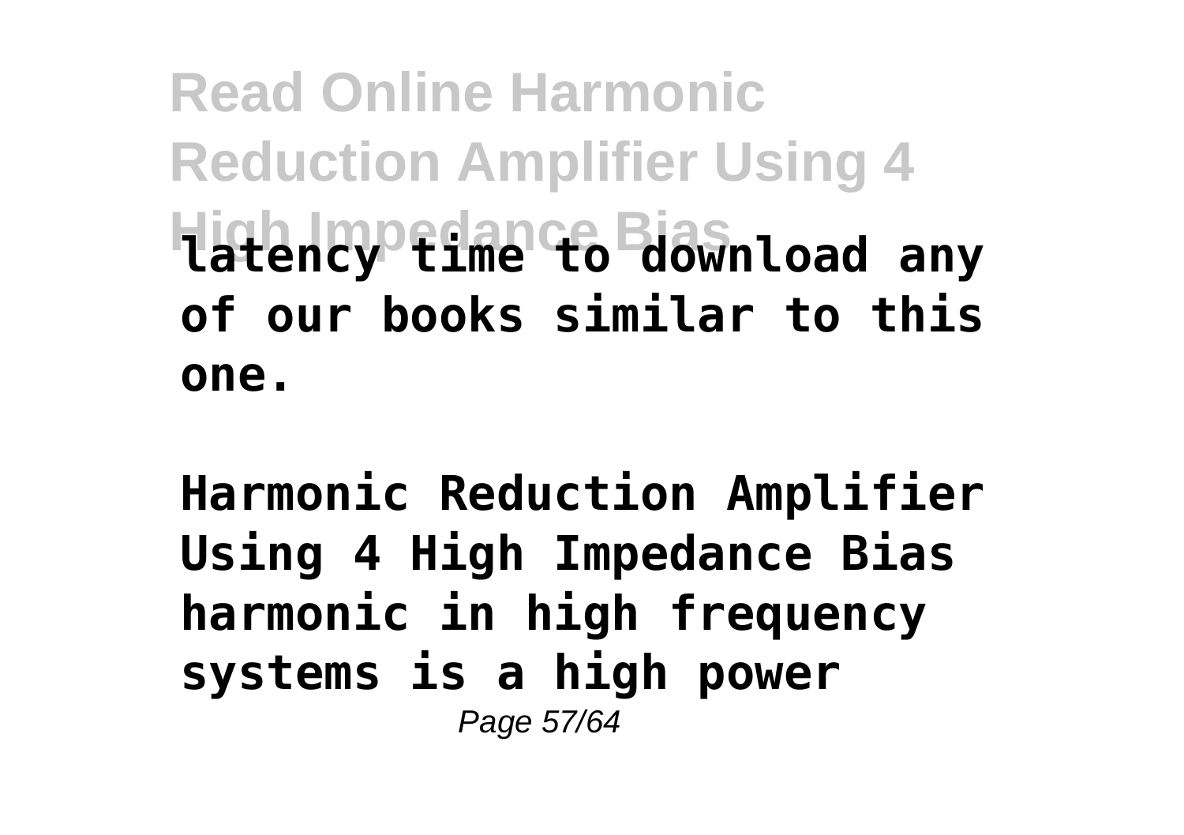**latency time to download any of our books similar to this one.**

**Harmonic Reduction Amplifier Using 4 High Impedance Bias harmonic in high frequency systems is a high power**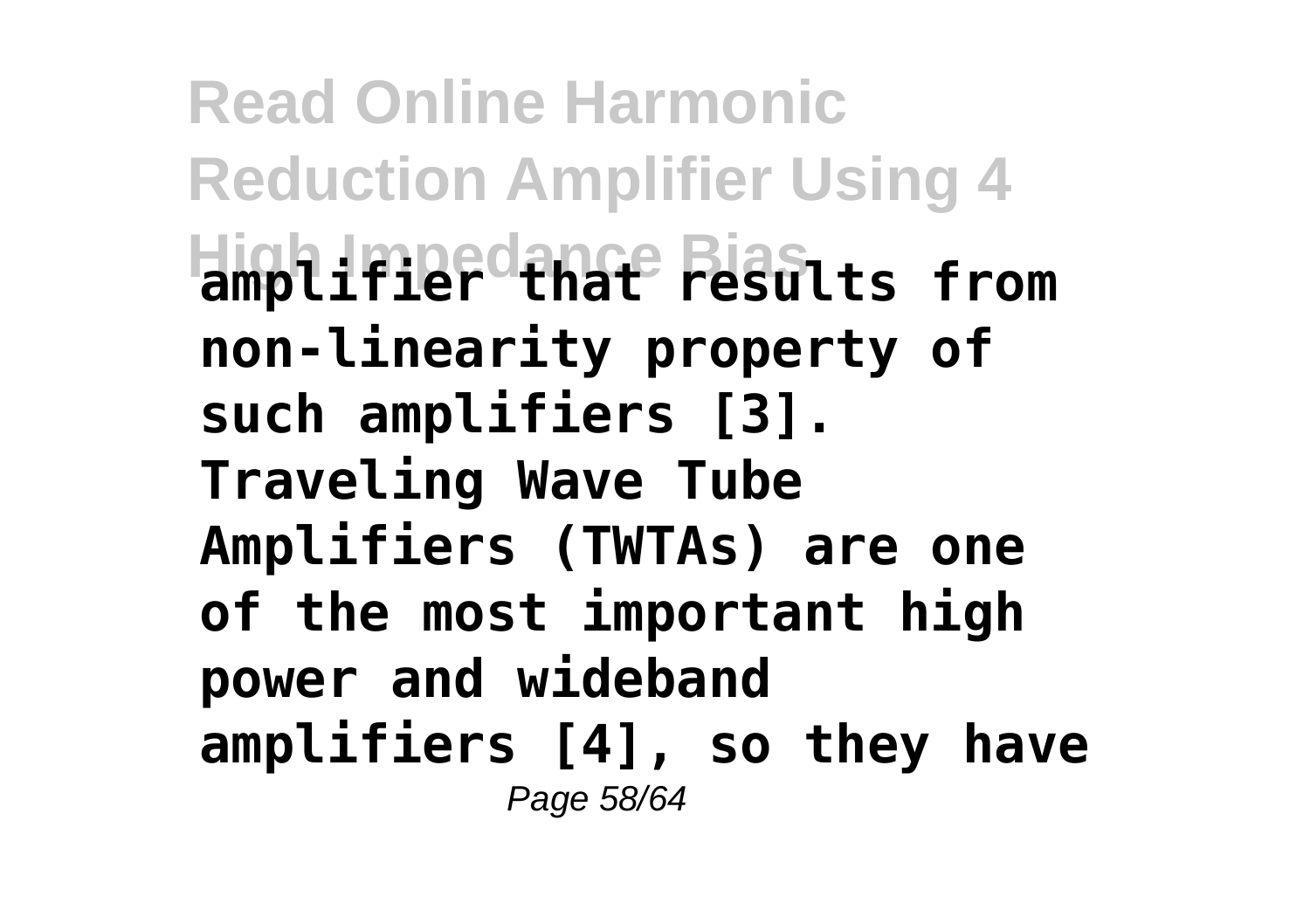amplifier that results from non-linearity property of such amplifiers [3]. Traveling Wave Tube Amplifiers (TWTAs) are one of the most important high power and wideband amplifiers [4], so they have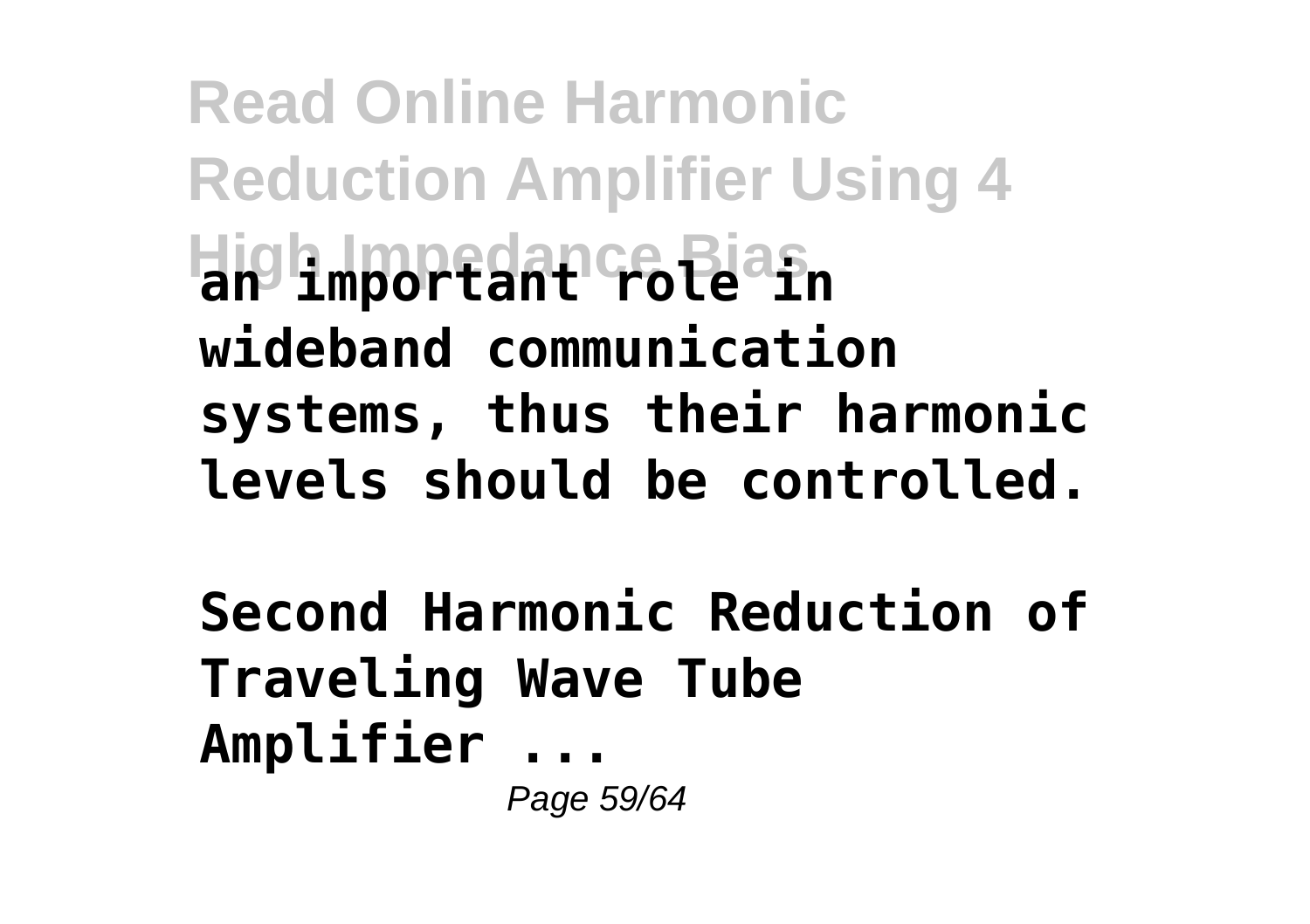**an important role in wideband communication systems, thus their harmonic levels should be controlled.**

**Second Harmonic Reduction of Traveling Wave Tube Amplifier ...**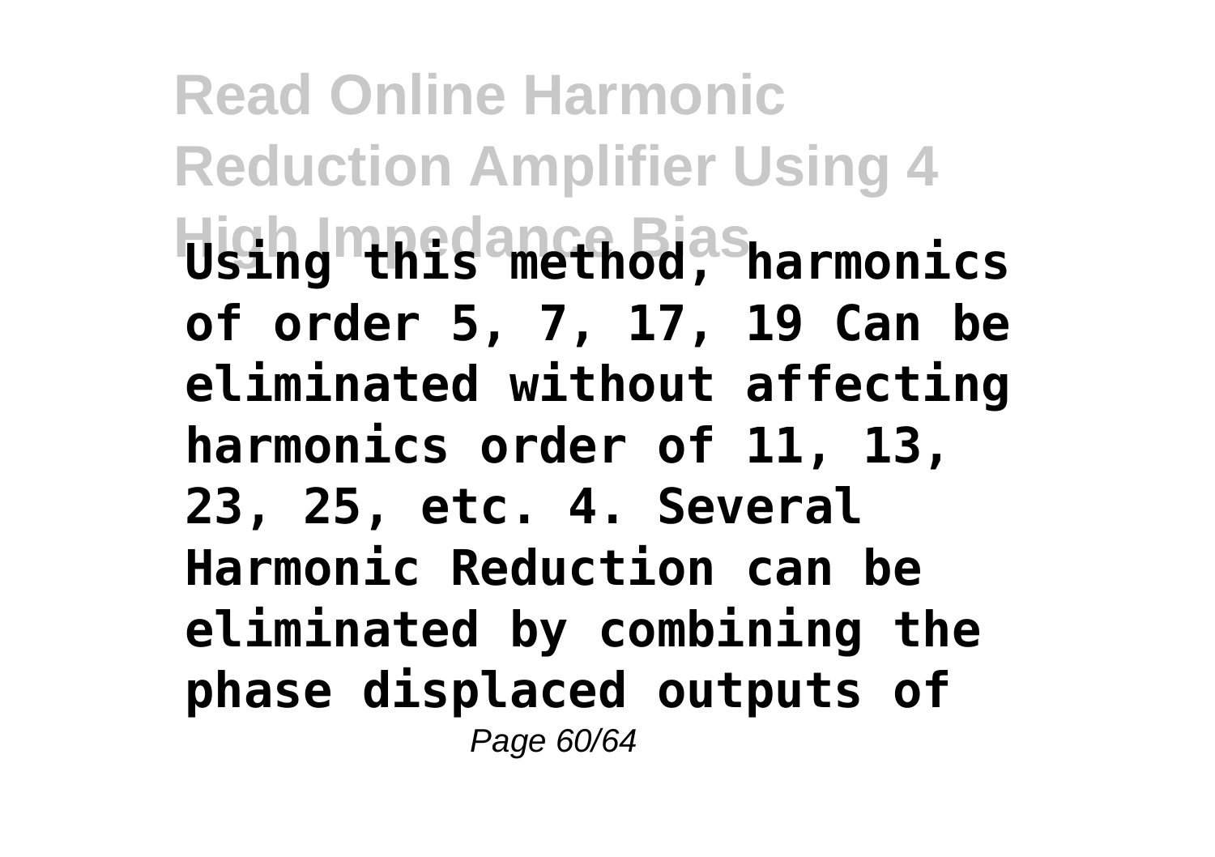Using this method, harmonics of order 5, 7, 17, 19 Can be eliminated without affecting harmonics order of 11, 13, 23, 25, etc. 4. Several Harmonic Reduction can be eliminated by combining the phase displaced outputs of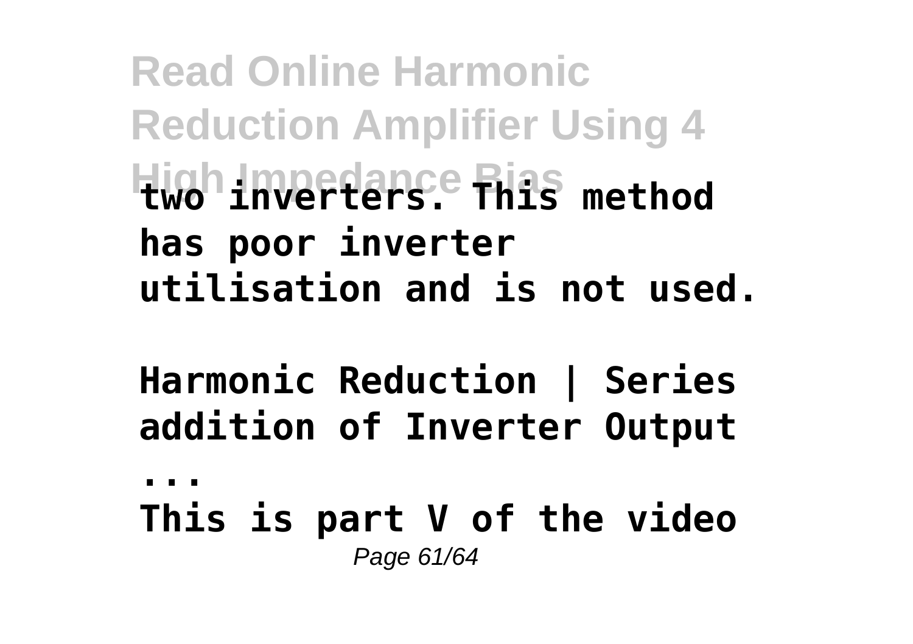two inverters. This method has poor inverter utilisation and is not used.

**Harmonic Reduction | Series addition of Inverter Output ...**

This is part V of the video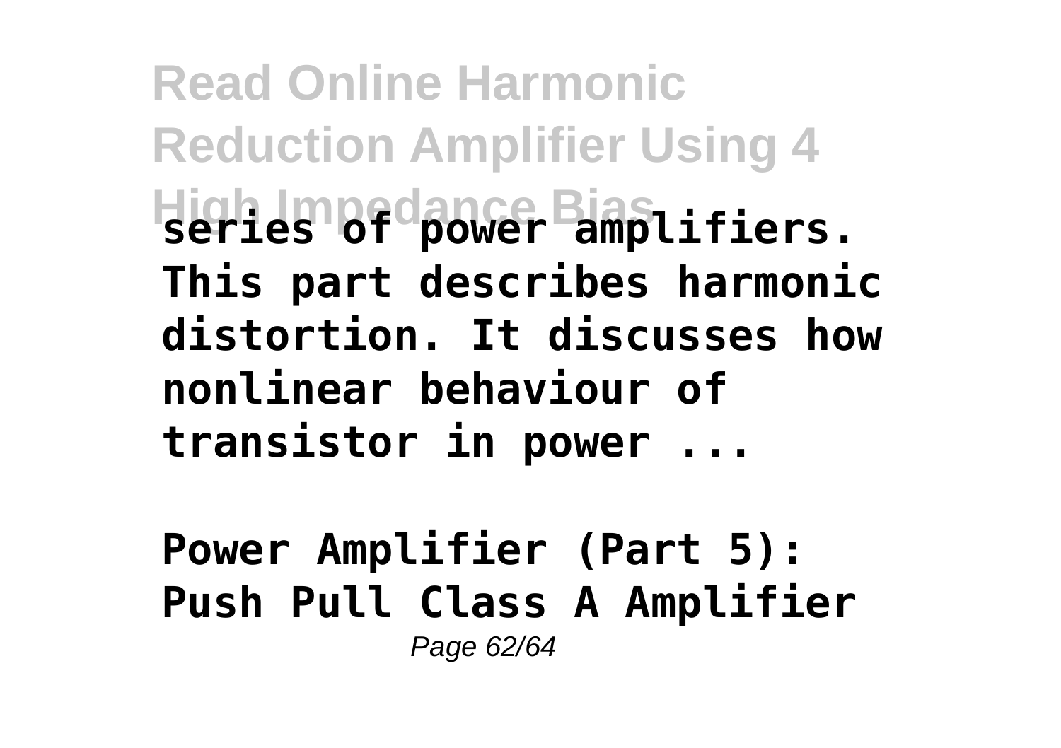series of power amplifiers. This part describes harmonic distortion. It discusses how nonlinear behaviour of transistor in power ...

**Power Amplifier (Part 5): Push Pull Class A Amplifier**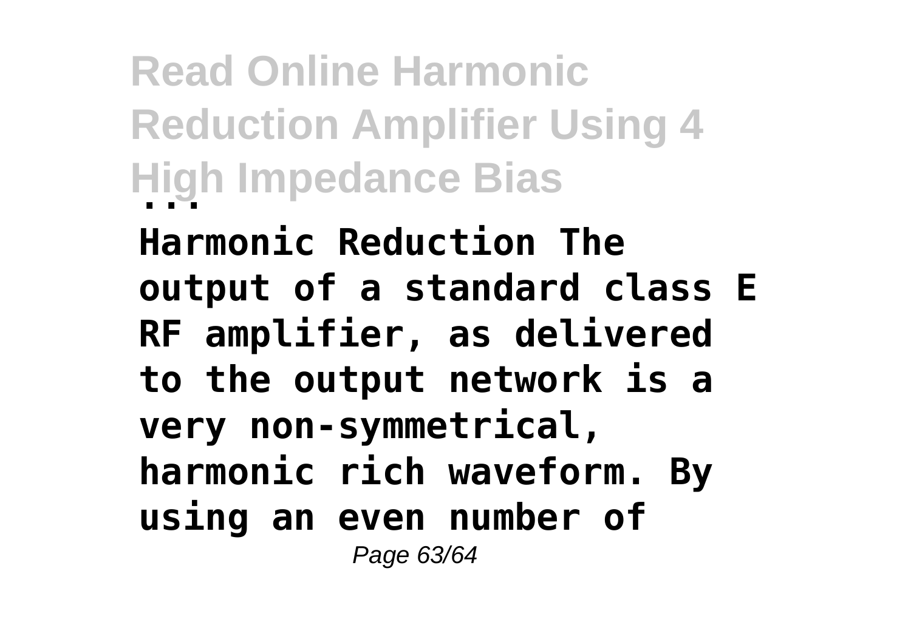**Harmonic Reduction Amplifier Using 4 High Impedance Bias ...**

**Harmonic Reduction The output of a standard class E RF amplifier, as delivered to the output network is a very non-symmetrical, harmonic rich waveform. By using an even number of**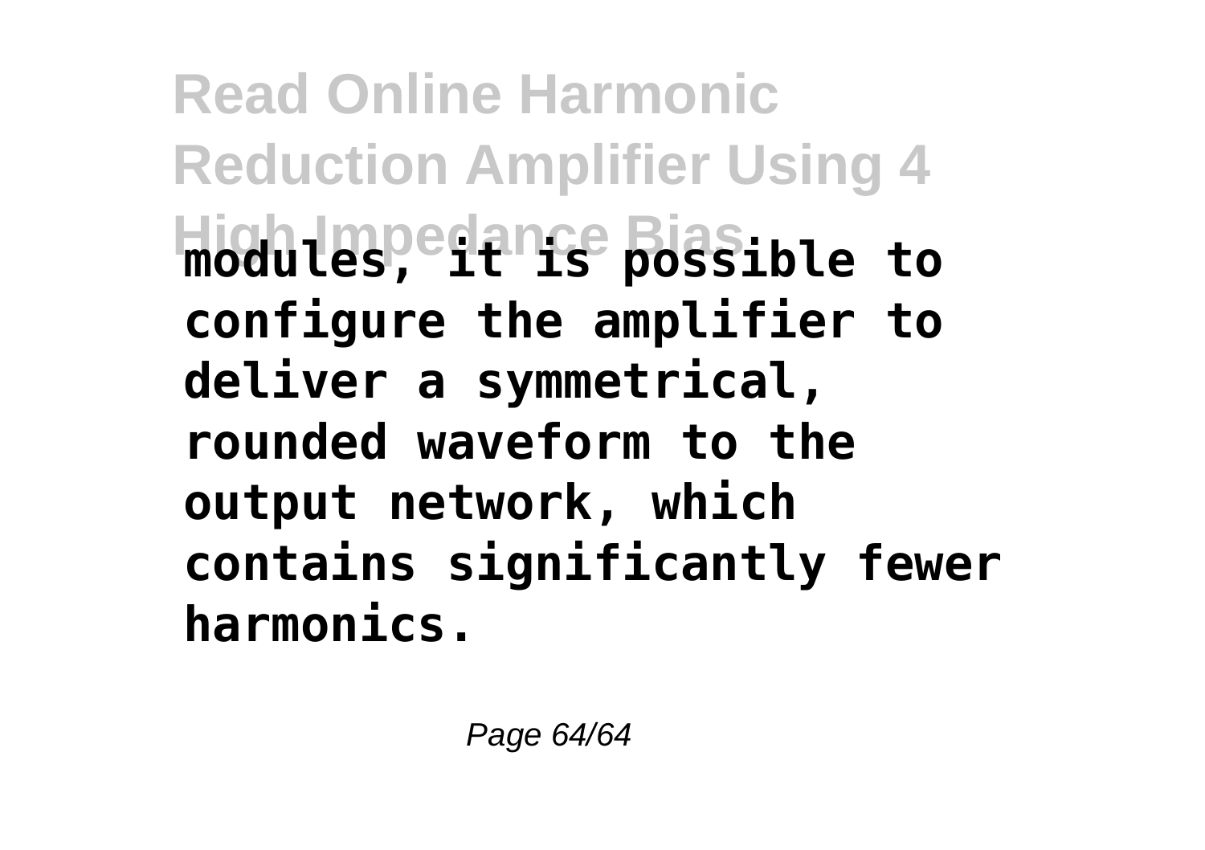modules, it is possible to configure the amplifier to deliver a symmetrical, rounded waveform to the output network, which contains significantly fewer harmonics.